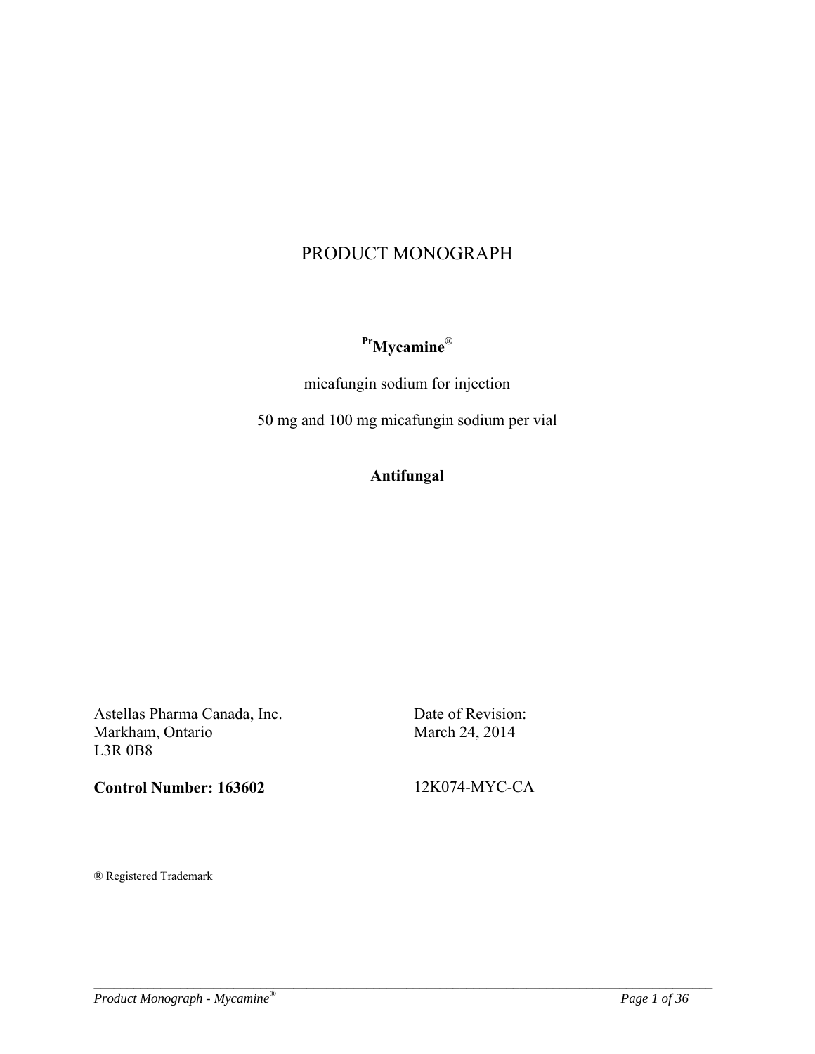# PRODUCT MONOGRAPH

**PrMycamine®**

micafungin sodium for injection

50 mg and 100 mg micafungin sodium per vial

**Antifungal**

Astellas Pharma Canada, Inc.
Markham, Ontario
L3R 0B8

Date of Revision:
March 24, 2014

**Control Number: 163602**

12K074-MYC-CA

® Registered Trademark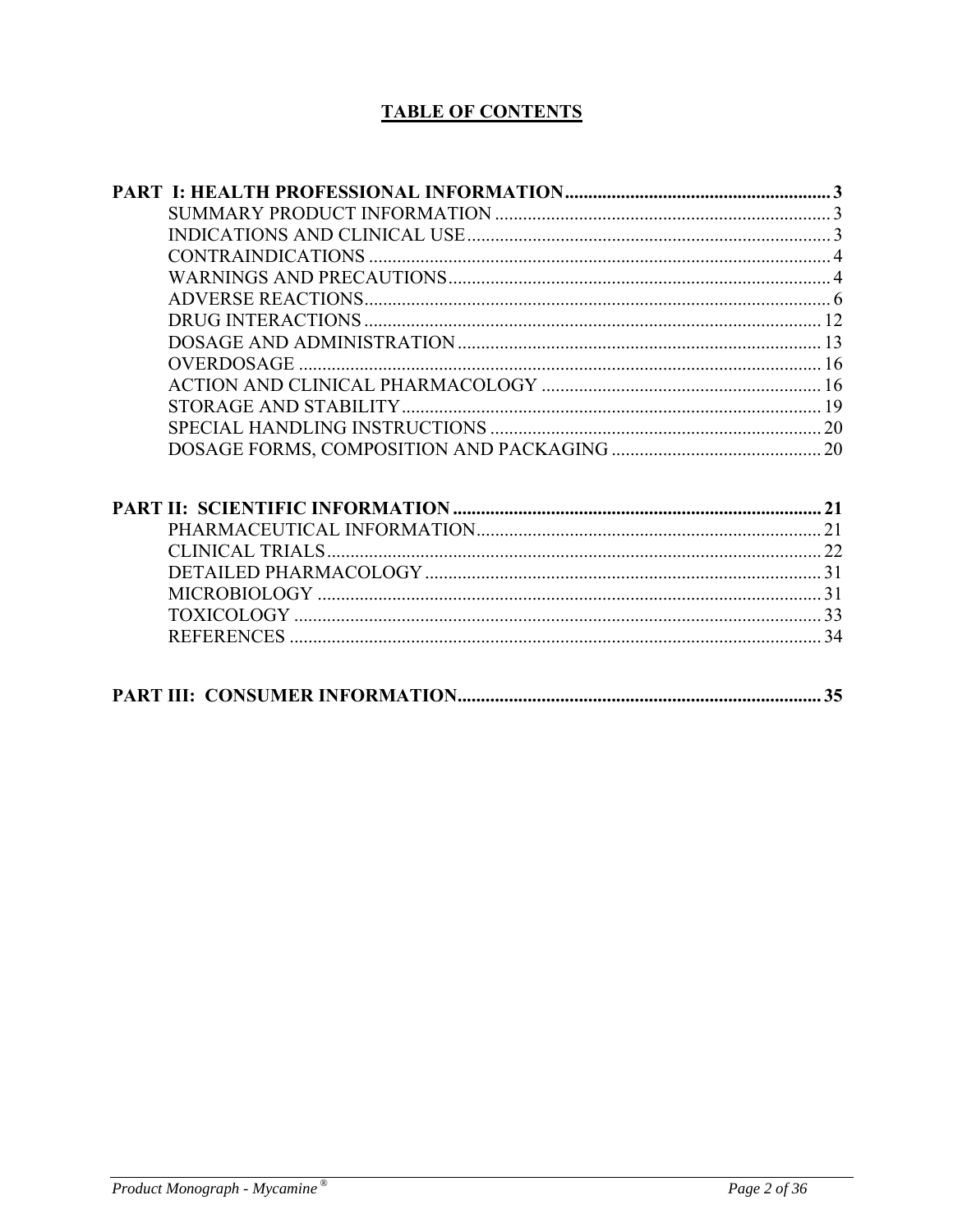# TABLE OF CONTENTS

**PART I: HEALTH PROFESSIONAL INFORMATION ........ 3**

- SUMMARY PRODUCT INFORMATION ........ 3
- INDICATIONS AND CLINICAL USE ........ 3
- CONTRAINDICATIONS ........ 4
- WARNINGS AND PRECAUTIONS ........ 4
- ADVERSE REACTIONS ........ 6
- DRUG INTERACTIONS ........ 12
- DOSAGE AND ADMINISTRATION ........ 13
- OVERDOSAGE ........ 16
- ACTION AND CLINICAL PHARMACOLOGY ........ 16
- STORAGE AND STABILITY ........ 19
- SPECIAL HANDLING INSTRUCTIONS ........ 20
- DOSAGE FORMS, COMPOSITION AND PACKAGING ........ 20

**PART II: SCIENTIFIC INFORMATION ........ 21**

- PHARMACEUTICAL INFORMATION ........ 21
- CLINICAL TRIALS ........ 22
- DETAILED PHARMACOLOGY ........ 31
- MICROBIOLOGY ........ 31
- TOXICOLOGY ........ 33
- REFERENCES ........ 34

**PART III: CONSUMER INFORMATION ........ 35**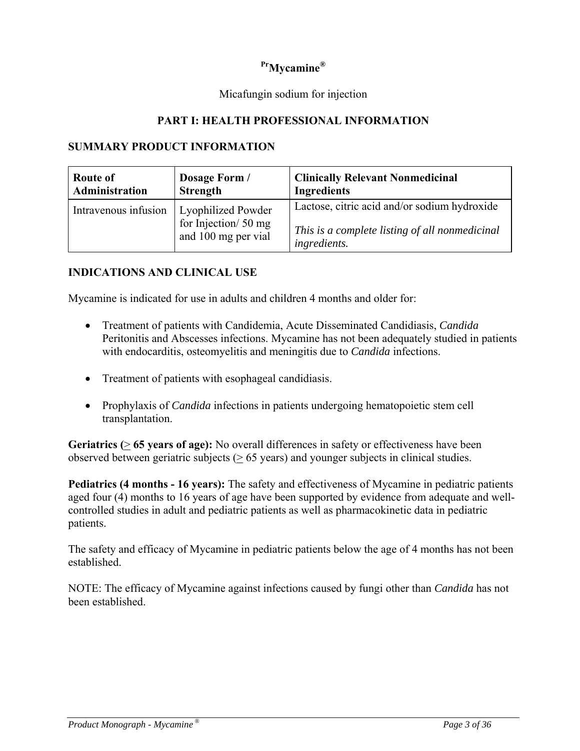**$^{Pr}$Mycamine®**

Micafungin sodium for injection

## PART I: HEALTH PROFESSIONAL INFORMATION

### SUMMARY PRODUCT INFORMATION

| Route of Administration | Dosage Form / Strength | Clinically Relevant Nonmedicinal Ingredients |
|---|---|---|
| Intravenous infusion | Lyophilized Powder for Injection/ 50 mg and 100 mg per vial | Lactose, citric acid and/or sodium hydroxide<br><br>*This is a complete listing of all nonmedicinal ingredients.* |

### INDICATIONS AND CLINICAL USE

Mycamine is indicated for use in adults and children 4 months and older for:

- Treatment of patients with Candidemia, Acute Disseminated Candidiasis, *Candida* Peritonitis and Abscesses infections. Mycamine has not been adequately studied in patients with endocarditis, osteomyelitis and meningitis due to *Candida* infections.
- Treatment of patients with esophageal candidiasis.
- Prophylaxis of *Candida* infections in patients undergoing hematopoietic stem cell transplantation.

**Geriatrics (≥ 65 years of age):** No overall differences in safety or effectiveness have been observed between geriatric subjects (≥ 65 years) and younger subjects in clinical studies.

**Pediatrics (4 months - 16 years):** The safety and effectiveness of Mycamine in pediatric patients aged four (4) months to 16 years of age have been supported by evidence from adequate and well-controlled studies in adult and pediatric patients as well as pharmacokinetic data in pediatric patients.

The safety and efficacy of Mycamine in pediatric patients below the age of 4 months has not been established.

NOTE: The efficacy of Mycamine against infections caused by fungi other than *Candida* has not been established.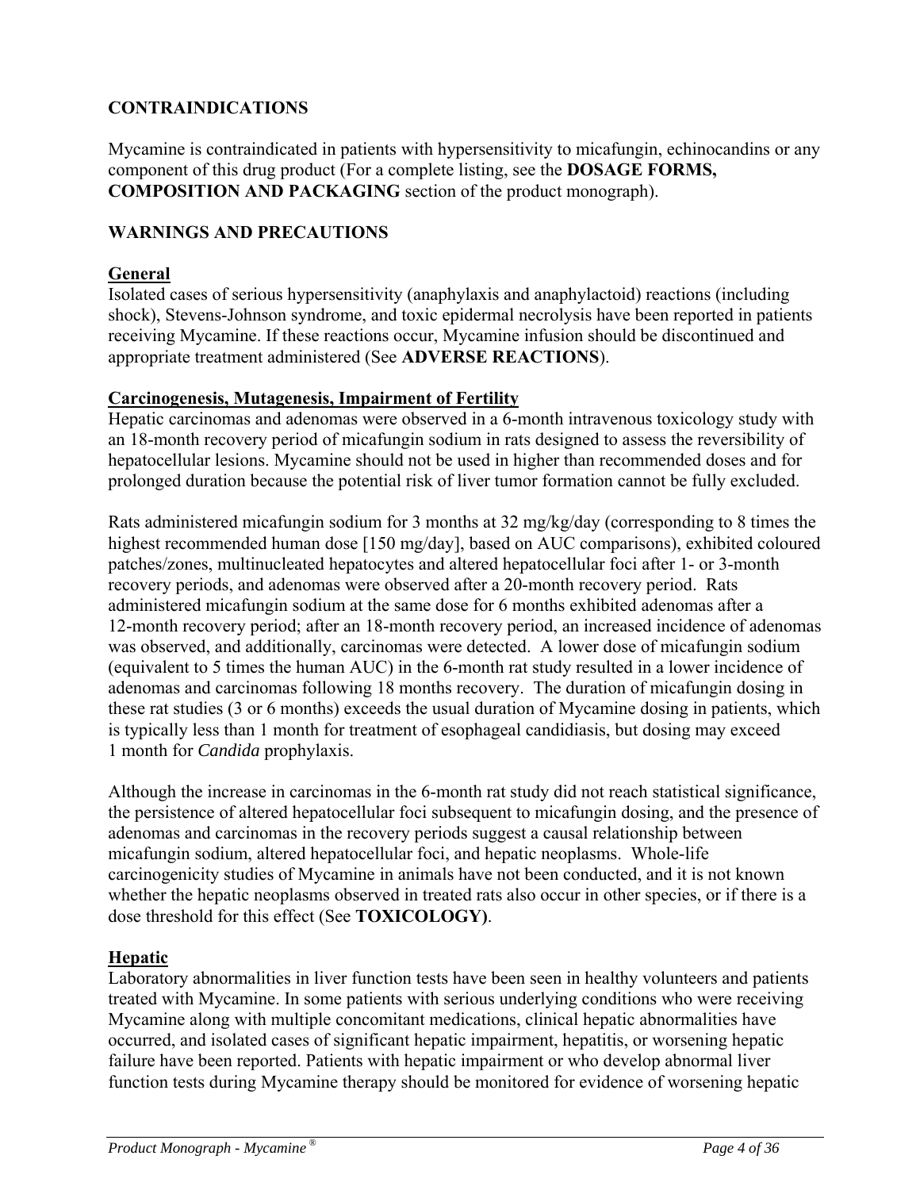## CONTRAINDICATIONS

Mycamine is contraindicated in patients with hypersensitivity to micafungin, echinocandins or any component of this drug product (For a complete listing, see the **DOSAGE FORMS, COMPOSITION AND PACKAGING** section of the product monograph).

## WARNINGS AND PRECAUTIONS

### General

Isolated cases of serious hypersensitivity (anaphylaxis and anaphylactoid) reactions (including shock), Stevens-Johnson syndrome, and toxic epidermal necrolysis have been reported in patients receiving Mycamine. If these reactions occur, Mycamine infusion should be discontinued and appropriate treatment administered (See **ADVERSE REACTIONS**).

### Carcinogenesis, Mutagenesis, Impairment of Fertility

Hepatic carcinomas and adenomas were observed in a 6-month intravenous toxicology study with an 18-month recovery period of micafungin sodium in rats designed to assess the reversibility of hepatocellular lesions. Mycamine should not be used in higher than recommended doses and for prolonged duration because the potential risk of liver tumor formation cannot be fully excluded.

Rats administered micafungin sodium for 3 months at 32 mg/kg/day (corresponding to 8 times the highest recommended human dose [150 mg/day], based on AUC comparisons), exhibited coloured patches/zones, multinucleated hepatocytes and altered hepatocellular foci after 1- or 3-month recovery periods, and adenomas were observed after a 20-month recovery period. Rats administered micafungin sodium at the same dose for 6 months exhibited adenomas after a 12-month recovery period; after an 18-month recovery period, an increased incidence of adenomas was observed, and additionally, carcinomas were detected. A lower dose of micafungin sodium (equivalent to 5 times the human AUC) in the 6-month rat study resulted in a lower incidence of adenomas and carcinomas following 18 months recovery. The duration of micafungin dosing in these rat studies (3 or 6 months) exceeds the usual duration of Mycamine dosing in patients, which is typically less than 1 month for treatment of esophageal candidiasis, but dosing may exceed 1 month for *Candida* prophylaxis.

Although the increase in carcinomas in the 6-month rat study did not reach statistical significance, the persistence of altered hepatocellular foci subsequent to micafungin dosing, and the presence of adenomas and carcinomas in the recovery periods suggest a causal relationship between micafungin sodium, altered hepatocellular foci, and hepatic neoplasms. Whole-life carcinogenicity studies of Mycamine in animals have not been conducted, and it is not known whether the hepatic neoplasms observed in treated rats also occur in other species, or if there is a dose threshold for this effect (See **TOXICOLOGY)**.

### Hepatic

Laboratory abnormalities in liver function tests have been seen in healthy volunteers and patients treated with Mycamine. In some patients with serious underlying conditions who were receiving Mycamine along with multiple concomitant medications, clinical hepatic abnormalities have occurred, and isolated cases of significant hepatic impairment, hepatitis, or worsening hepatic failure have been reported. Patients with hepatic impairment or who develop abnormal liver function tests during Mycamine therapy should be monitored for evidence of worsening hepatic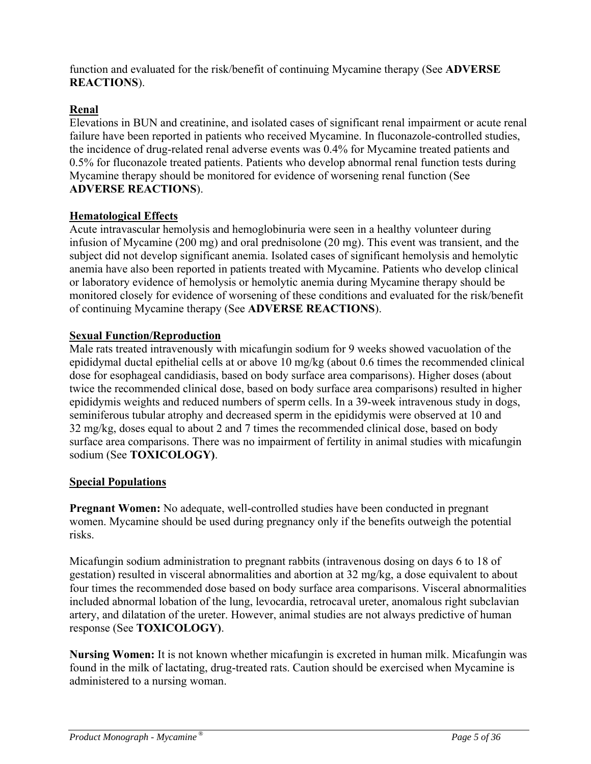function and evaluated for the risk/benefit of continuing Mycamine therapy (See **ADVERSE REACTIONS**).

### Renal

Elevations in BUN and creatinine, and isolated cases of significant renal impairment or acute renal failure have been reported in patients who received Mycamine. In fluconazole-controlled studies, the incidence of drug-related renal adverse events was 0.4% for Mycamine treated patients and 0.5% for fluconazole treated patients. Patients who develop abnormal renal function tests during Mycamine therapy should be monitored for evidence of worsening renal function (See **ADVERSE REACTIONS**).

### Hematological Effects

Acute intravascular hemolysis and hemoglobinuria were seen in a healthy volunteer during infusion of Mycamine (200 mg) and oral prednisolone (20 mg). This event was transient, and the subject did not develop significant anemia. Isolated cases of significant hemolysis and hemolytic anemia have also been reported in patients treated with Mycamine. Patients who develop clinical or laboratory evidence of hemolysis or hemolytic anemia during Mycamine therapy should be monitored closely for evidence of worsening of these conditions and evaluated for the risk/benefit of continuing Mycamine therapy (See **ADVERSE REACTIONS**).

### Sexual Function/Reproduction

Male rats treated intravenously with micafungin sodium for 9 weeks showed vacuolation of the epididymal ductal epithelial cells at or above 10 mg/kg (about 0.6 times the recommended clinical dose for esophageal candidiasis, based on body surface area comparisons). Higher doses (about twice the recommended clinical dose, based on body surface area comparisons) resulted in higher epididymis weights and reduced numbers of sperm cells. In a 39-week intravenous study in dogs, seminiferous tubular atrophy and decreased sperm in the epididymis were observed at 10 and 32 mg/kg, doses equal to about 2 and 7 times the recommended clinical dose, based on body surface area comparisons. There was no impairment of fertility in animal studies with micafungin sodium (See **TOXICOLOGY)**.

### Special Populations

**Pregnant Women:** No adequate, well-controlled studies have been conducted in pregnant women. Mycamine should be used during pregnancy only if the benefits outweigh the potential risks.

Micafungin sodium administration to pregnant rabbits (intravenous dosing on days 6 to 18 of gestation) resulted in visceral abnormalities and abortion at 32 mg/kg, a dose equivalent to about four times the recommended dose based on body surface area comparisons. Visceral abnormalities included abnormal lobation of the lung, levocardia, retrocaval ureter, anomalous right subclavian artery, and dilatation of the ureter. However, animal studies are not always predictive of human response (See **TOXICOLOGY)**.

**Nursing Women:** It is not known whether micafungin is excreted in human milk. Micafungin was found in the milk of lactating, drug-treated rats. Caution should be exercised when Mycamine is administered to a nursing woman.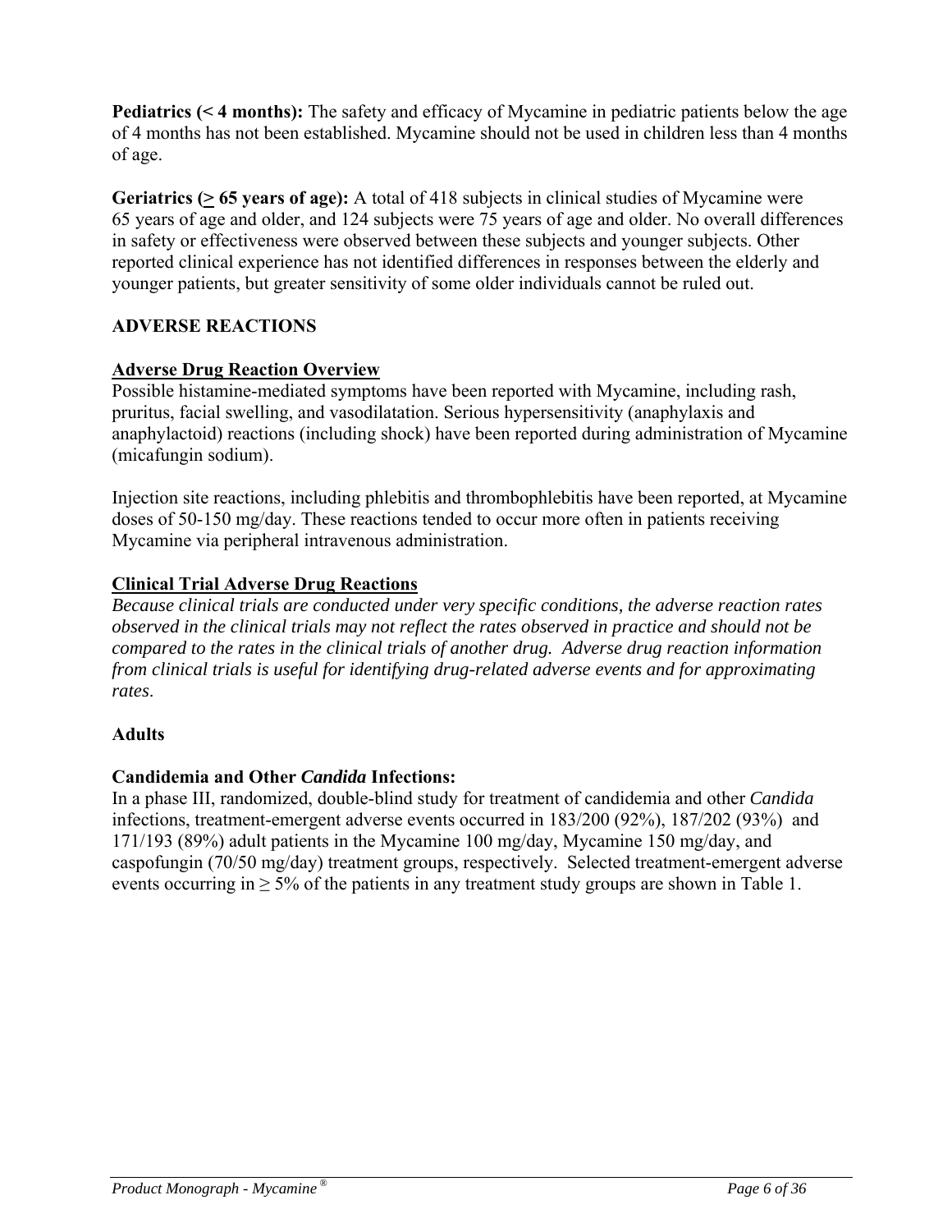**Pediatrics (< 4 months):** The safety and efficacy of Mycamine in pediatric patients below the age of 4 months has not been established. Mycamine should not be used in children less than 4 months of age.

**Geriatrics (≥ 65 years of age):** A total of 418 subjects in clinical studies of Mycamine were 65 years of age and older, and 124 subjects were 75 years of age and older. No overall differences in safety or effectiveness were observed between these subjects and younger subjects. Other reported clinical experience has not identified differences in responses between the elderly and younger patients, but greater sensitivity of some older individuals cannot be ruled out.

## ADVERSE REACTIONS

### Adverse Drug Reaction Overview

Possible histamine-mediated symptoms have been reported with Mycamine, including rash, pruritus, facial swelling, and vasodilatation. Serious hypersensitivity (anaphylaxis and anaphylactoid) reactions (including shock) have been reported during administration of Mycamine (micafungin sodium).

Injection site reactions, including phlebitis and thrombophlebitis have been reported, at Mycamine doses of 50-150 mg/day. These reactions tended to occur more often in patients receiving Mycamine via peripheral intravenous administration.

### Clinical Trial Adverse Drug Reactions

*Because clinical trials are conducted under very specific conditions, the adverse reaction rates observed in the clinical trials may not reflect the rates observed in practice and should not be compared to the rates in the clinical trials of another drug. Adverse drug reaction information from clinical trials is useful for identifying drug-related adverse events and for approximating rates*.

**Adults**

**Candidemia and Other *Candida* Infections:**

In a phase III, randomized, double-blind study for treatment of candidemia and other *Candida* infections, treatment-emergent adverse events occurred in 183/200 (92%), 187/202 (93%) and 171/193 (89%) adult patients in the Mycamine 100 mg/day, Mycamine 150 mg/day, and caspofungin (70/50 mg/day) treatment groups, respectively. Selected treatment-emergent adverse events occurring in ≥ 5% of the patients in any treatment study groups are shown in Table 1.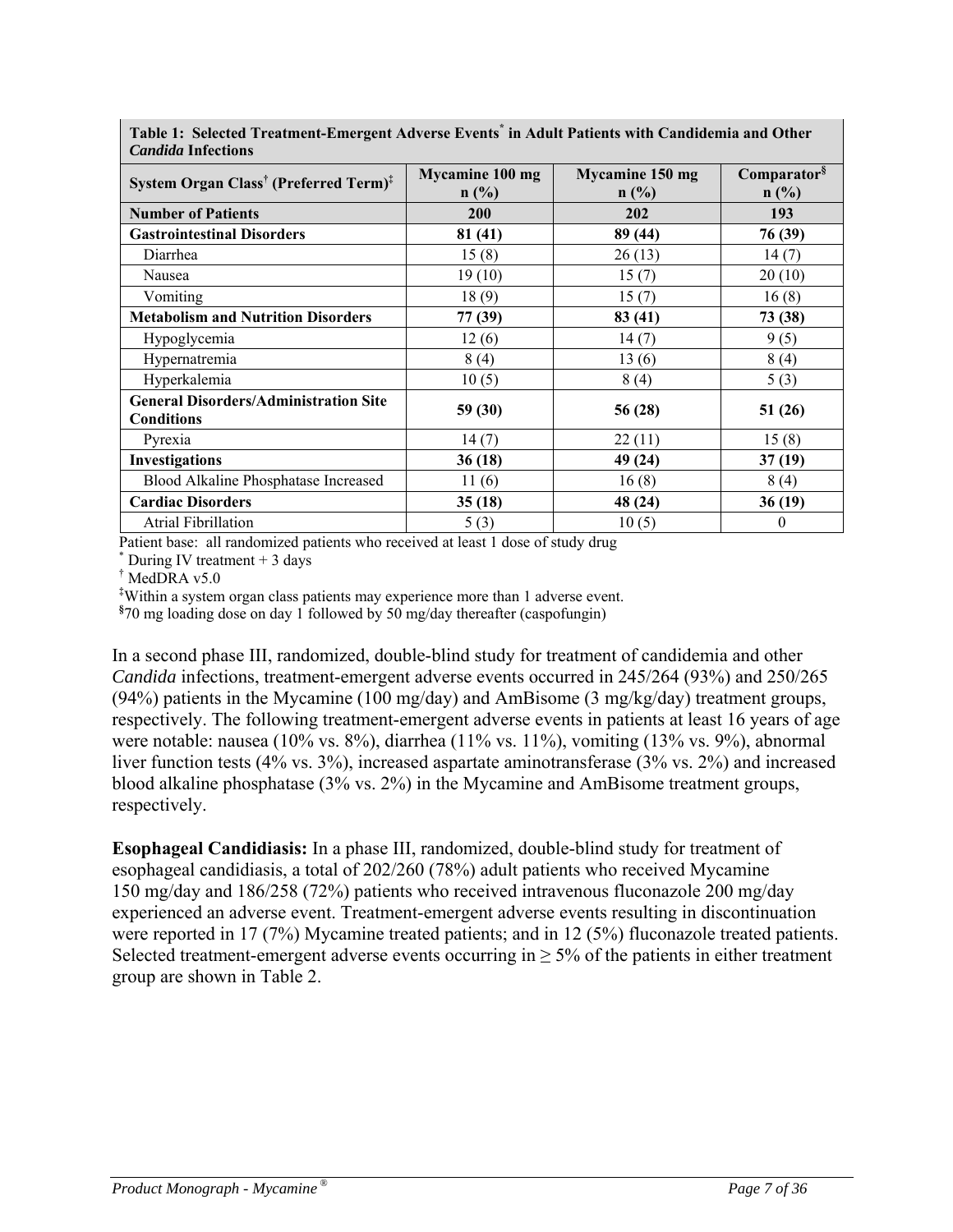| **Table 1: Selected Treatment-Emergent Adverse Events[*] in Adult Patients with Candidemia and Other *Candida* Infections** | | | |
|---|---|---|---|
| **System Organ Class[†] (Preferred Term)[‡]** | **Mycamine 100 mg n (%)** | **Mycamine 150 mg n (%)** | **Comparator[§] n (%)** |
| **Number of Patients** | **200** | **202** | **193** |
| **Gastrointestinal Disorders** | **81 (41)** | **89 (44)** | **76 (39)** |
| Diarrhea | 15 (8) | 26 (13) | 14 (7) |
| Nausea | 19 (10) | 15 (7) | 20 (10) |
| Vomiting | 18 (9) | 15 (7) | 16 (8) |
| **Metabolism and Nutrition Disorders** | **77 (39)** | **83 (41)** | **73 (38)** |
| Hypoglycemia | 12 (6) | 14 (7) | 9 (5) |
| Hypernatremia | 8 (4) | 13 (6) | 8 (4) |
| Hyperkalemia | 10 (5) | 8 (4) | 5 (3) |
| **General Disorders/Administration Site Conditions** | **59 (30)** | **56 (28)** | **51 (26)** |
| Pyrexia | 14 (7) | 22 (11) | 15 (8) |
| **Investigations** | **36 (18)** | **49 (24)** | **37 (19)** |
| Blood Alkaline Phosphatase Increased | 11 (6) | 16 (8) | 8 (4) |
| **Cardiac Disorders** | **35 (18)** | **48 (24)** | **36 (19)** |
| Atrial Fibrillation | 5 (3) | 10 (5) | 0 |

Patient base: all randomized patients who received at least 1 dose of study drug

[*] During IV treatment + 3 days

[†] MedDRA v5.0

[‡] Within a system organ class patients may experience more than 1 adverse event.

[§] 70 mg loading dose on day 1 followed by 50 mg/day thereafter (caspofungin)

In a second phase III, randomized, double-blind study for treatment of candidemia and other *Candida* infections, treatment-emergent adverse events occurred in 245/264 (93%) and 250/265 (94%) patients in the Mycamine (100 mg/day) and AmBisome (3 mg/kg/day) treatment groups, respectively. The following treatment-emergent adverse events in patients at least 16 years of age were notable: nausea (10% vs. 8%), diarrhea (11% vs. 11%), vomiting (13% vs. 9%), abnormal liver function tests (4% vs. 3%), increased aspartate aminotransferase (3% vs. 2%) and increased blood alkaline phosphatase (3% vs. 2%) in the Mycamine and AmBisome treatment groups, respectively.

**Esophageal Candidiasis:** In a phase III, randomized, double-blind study for treatment of esophageal candidiasis, a total of 202/260 (78%) adult patients who received Mycamine 150 mg/day and 186/258 (72%) patients who received intravenous fluconazole 200 mg/day experienced an adverse event. Treatment-emergent adverse events resulting in discontinuation were reported in 17 (7%) Mycamine treated patients; and in 12 (5%) fluconazole treated patients. Selected treatment-emergent adverse events occurring in ≥ 5% of the patients in either treatment group are shown in Table 2.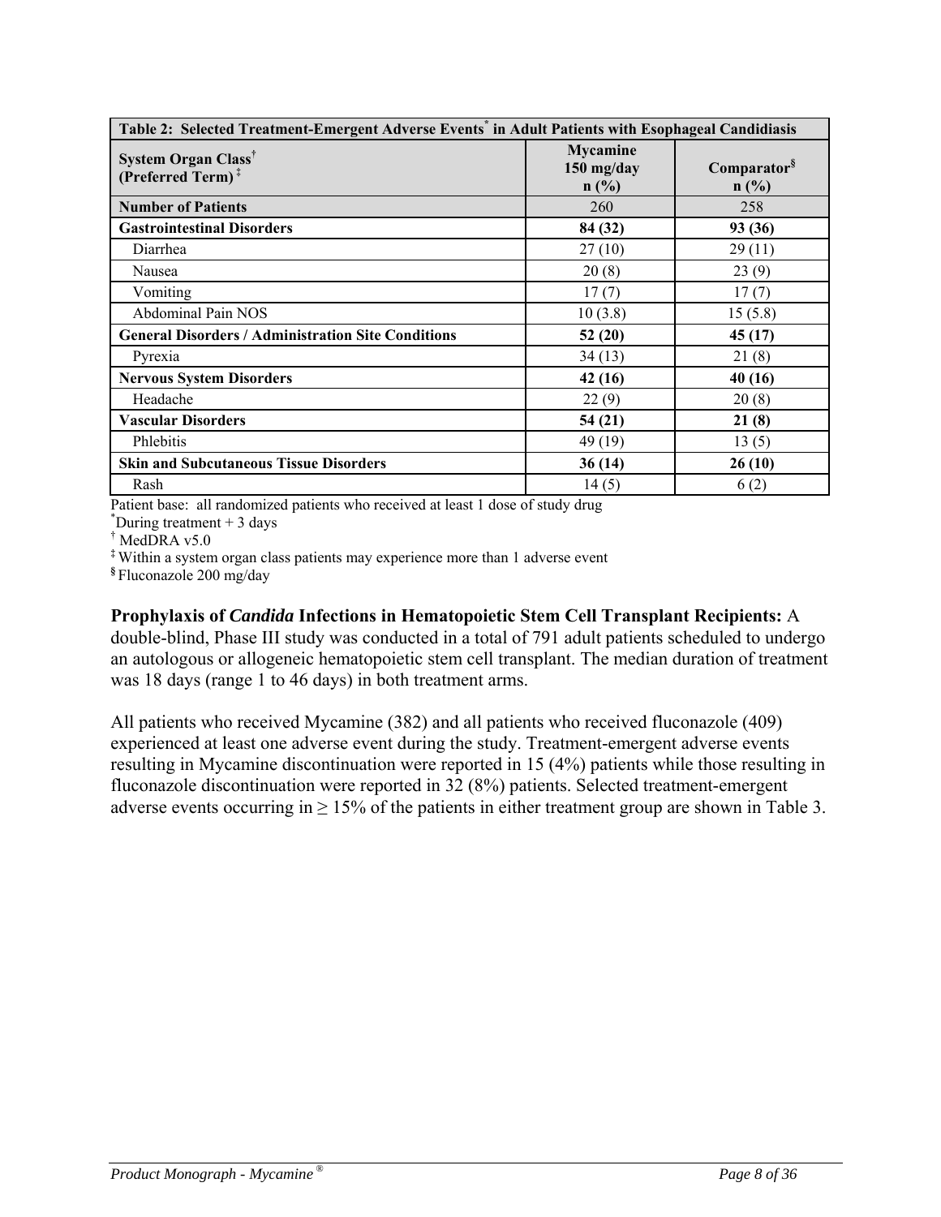| Table 2: Selected Treatment-Emergent Adverse Events[*] in Adult Patients with Esophageal Candidiasis | | |
|---|---|---|
| **System Organ Class[†] (Preferred Term)[‡]** | **Mycamine 150 mg/day n (%)** | **Comparator[§] n (%)** |
| **Number of Patients** | 260 | 258 |
| **Gastrointestinal Disorders** | **84 (32)** | **93 (36)** |
| Diarrhea | 27 (10) | 29 (11) |
| Nausea | 20 (8) | 23 (9) |
| Vomiting | 17 (7) | 17 (7) |
| Abdominal Pain NOS | 10 (3.8) | 15 (5.8) |
| **General Disorders / Administration Site Conditions** | **52 (20)** | **45 (17)** |
| Pyrexia | 34 (13) | 21 (8) |
| **Nervous System Disorders** | **42 (16)** | **40 (16)** |
| Headache | 22 (9) | 20 (8) |
| **Vascular Disorders** | **54 (21)** | **21 (8)** |
| Phlebitis | 49 (19) | 13 (5) |
| **Skin and Subcutaneous Tissue Disorders** | **36 (14)** | **26 (10)** |
| Rash | 14 (5) | 6 (2) |

Patient base: all randomized patients who received at least 1 dose of study drug
[*]During treatment + 3 days
[†] MedDRA v5.0
[‡] Within a system organ class patients may experience more than 1 adverse event
[§] Fluconazole 200 mg/day

**Prophylaxis of *Candida* Infections in Hematopoietic Stem Cell Transplant Recipients:** A double-blind, Phase III study was conducted in a total of 791 adult patients scheduled to undergo an autologous or allogeneic hematopoietic stem cell transplant. The median duration of treatment was 18 days (range 1 to 46 days) in both treatment arms.

All patients who received Mycamine (382) and all patients who received fluconazole (409) experienced at least one adverse event during the study. Treatment-emergent adverse events resulting in Mycamine discontinuation were reported in 15 (4%) patients while those resulting in fluconazole discontinuation were reported in 32 (8%) patients. Selected treatment-emergent adverse events occurring in ≥ 15% of the patients in either treatment group are shown in Table 3.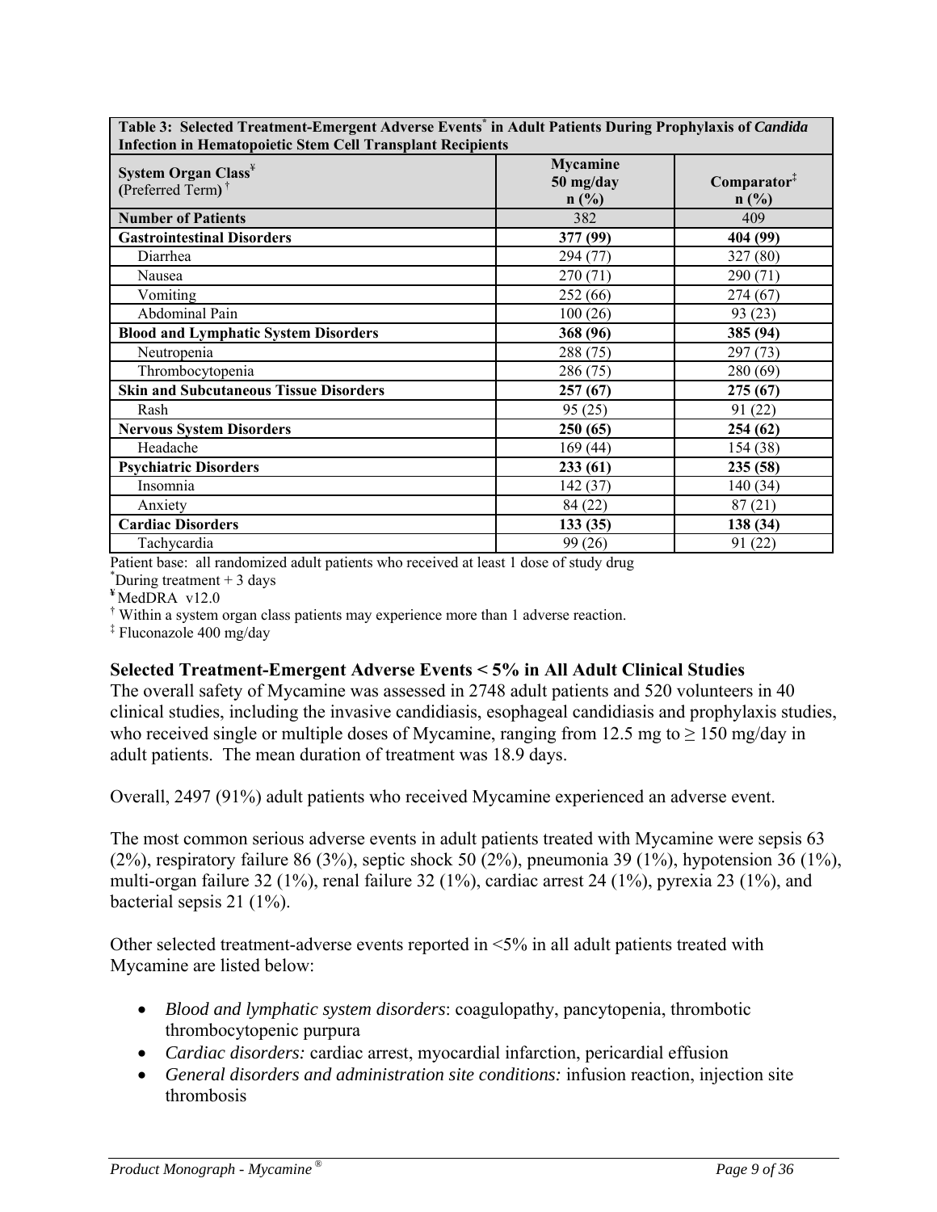| **Table 3: Selected Treatment-Emergent Adverse Events[*] in Adult Patients During Prophylaxis of *Candida* Infection in Hematopoietic Stem Cell Transplant Recipients** | | |
|---|---|---|
| **System Organ Class[¥]** (Preferred Term)[†] | **Mycamine 50 mg/day n (%)** | **Comparator[‡] n (%)** |
| **Number of Patients** | 382 | 409 |
| **Gastrointestinal Disorders** | **377 (99)** | **404 (99)** |
| Diarrhea | 294 (77) | 327 (80) |
| Nausea | 270 (71) | 290 (71) |
| Vomiting | 252 (66) | 274 (67) |
| Abdominal Pain | 100 (26) | 93 (23) |
| **Blood and Lymphatic System Disorders** | **368 (96)** | **385 (94)** |
| Neutropenia | 288 (75) | 297 (73) |
| Thrombocytopenia | 286 (75) | 280 (69) |
| **Skin and Subcutaneous Tissue Disorders** | **257 (67)** | **275 (67)** |
| Rash | 95 (25) | 91 (22) |
| **Nervous System Disorders** | **250 (65)** | **254 (62)** |
| Headache | 169 (44) | 154 (38) |
| **Psychiatric Disorders** | **233 (61)** | **235 (58)** |
| Insomnia | 142 (37) | 140 (34) |
| Anxiety | 84 (22) | 87 (21) |
| **Cardiac Disorders** | **133 (35)** | **138 (34)** |
| Tachycardia | 99 (26) | 91 (22) |

Patient base: all randomized adult patients who received at least 1 dose of study drug
[*] During treatment + 3 days
[¥] MedDRA v12.0
[†] Within a system organ class patients may experience more than 1 adverse reaction.
[‡] Fluconazole 400 mg/day

### Selected Treatment-Emergent Adverse Events < 5% in All Adult Clinical Studies

The overall safety of Mycamine was assessed in 2748 adult patients and 520 volunteers in 40 clinical studies, including the invasive candidiasis, esophageal candidiasis and prophylaxis studies, who received single or multiple doses of Mycamine, ranging from 12.5 mg to ≥ 150 mg/day in adult patients. The mean duration of treatment was 18.9 days.

Overall, 2497 (91%) adult patients who received Mycamine experienced an adverse event.

The most common serious adverse events in adult patients treated with Mycamine were sepsis 63 (2%), respiratory failure 86 (3%), septic shock 50 (2%), pneumonia 39 (1%), hypotension 36 (1%), multi-organ failure 32 (1%), renal failure 32 (1%), cardiac arrest 24 (1%), pyrexia 23 (1%), and bacterial sepsis 21 (1%).

Other selected treatment-adverse events reported in <5% in all adult patients treated with Mycamine are listed below:

- *Blood and lymphatic system disorders*: coagulopathy, pancytopenia, thrombotic thrombocytopenic purpura
- *Cardiac disorders:* cardiac arrest, myocardial infarction, pericardial effusion
- *General disorders and administration site conditions:* infusion reaction, injection site thrombosis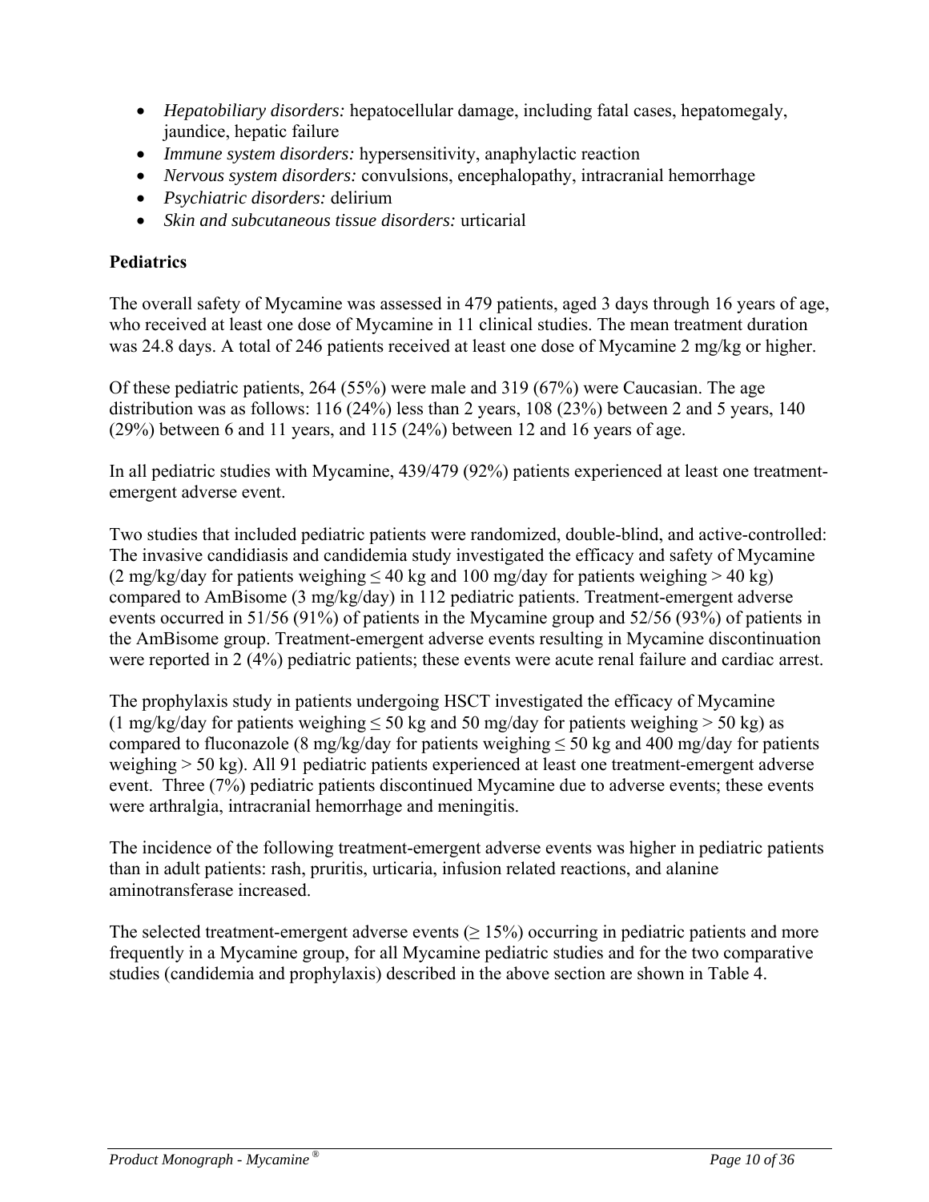- *Hepatobiliary disorders:* hepatocellular damage, including fatal cases, hepatomegaly, jaundice, hepatic failure
- *Immune system disorders:* hypersensitivity, anaphylactic reaction
- *Nervous system disorders:* convulsions, encephalopathy, intracranial hemorrhage
- *Psychiatric disorders:* delirium
- *Skin and subcutaneous tissue disorders:* urticarial

**Pediatrics**

The overall safety of Mycamine was assessed in 479 patients, aged 3 days through 16 years of age, who received at least one dose of Mycamine in 11 clinical studies. The mean treatment duration was 24.8 days. A total of 246 patients received at least one dose of Mycamine 2 mg/kg or higher.

Of these pediatric patients, 264 (55%) were male and 319 (67%) were Caucasian. The age distribution was as follows: 116 (24%) less than 2 years, 108 (23%) between 2 and 5 years, 140 (29%) between 6 and 11 years, and 115 (24%) between 12 and 16 years of age.

In all pediatric studies with Mycamine, 439/479 (92%) patients experienced at least one treatment-emergent adverse event.

Two studies that included pediatric patients were randomized, double-blind, and active-controlled: The invasive candidiasis and candidemia study investigated the efficacy and safety of Mycamine (2 mg/kg/day for patients weighing ≤ 40 kg and 100 mg/day for patients weighing > 40 kg) compared to AmBisome (3 mg/kg/day) in 112 pediatric patients. Treatment-emergent adverse events occurred in 51/56 (91%) of patients in the Mycamine group and 52/56 (93%) of patients in the AmBisome group. Treatment-emergent adverse events resulting in Mycamine discontinuation were reported in 2 (4%) pediatric patients; these events were acute renal failure and cardiac arrest.

The prophylaxis study in patients undergoing HSCT investigated the efficacy of Mycamine (1 mg/kg/day for patients weighing ≤ 50 kg and 50 mg/day for patients weighing > 50 kg) as compared to fluconazole (8 mg/kg/day for patients weighing ≤ 50 kg and 400 mg/day for patients weighing > 50 kg). All 91 pediatric patients experienced at least one treatment-emergent adverse event. Three (7%) pediatric patients discontinued Mycamine due to adverse events; these events were arthralgia, intracranial hemorrhage and meningitis.

The incidence of the following treatment-emergent adverse events was higher in pediatric patients than in adult patients: rash, pruritis, urticaria, infusion related reactions, and alanine aminotransferase increased.

The selected treatment-emergent adverse events (≥ 15%) occurring in pediatric patients and more frequently in a Mycamine group, for all Mycamine pediatric studies and for the two comparative studies (candidemia and prophylaxis) described in the above section are shown in Table 4.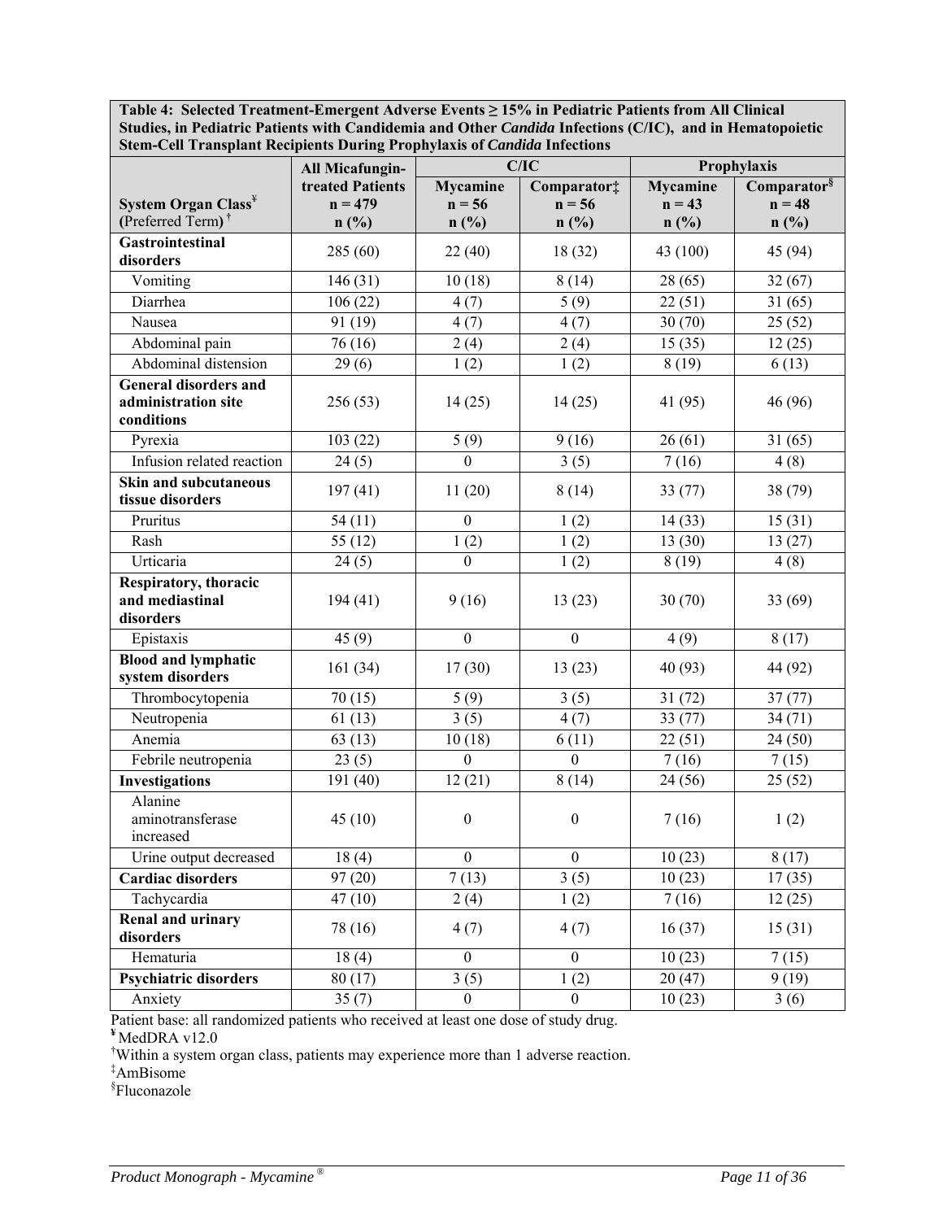**Table 4: Selected Treatment-Emergent Adverse Events ≥ 15% in Pediatric Patients from All Clinical Studies, in Pediatric Patients with Candidemia and Other *Candida* Infections (C/IC), and in Hematopoietic Stem-Cell Transplant Recipients During Prophylaxis of *Candida* Infections**

| System Organ Class[¥] (Preferred Term)[†] | All Micafungin-treated Patients n = 479 n (%) | C/IC | | Prophylaxis | |
|---|---|---|---|---|---|
| | | Mycamine n = 56 n (%) | Comparator[‡] n = 56 n (%) | Mycamine n = 43 n (%) | Comparator[§] n = 48 n (%) |
| **Gastrointestinal disorders** | 285 (60) | 22 (40) | 18 (32) | 43 (100) | 45 (94) |
| Vomiting | 146 (31) | 10 (18) | 8 (14) | 28 (65) | 32 (67) |
| Diarrhea | 106 (22) | 4 (7) | 5 (9) | 22 (51) | 31 (65) |
| Nausea | 91 (19) | 4 (7) | 4 (7) | 30 (70) | 25 (52) |
| Abdominal pain | 76 (16) | 2 (4) | 2 (4) | 15 (35) | 12 (25) |
| Abdominal distension | 29 (6) | 1 (2) | 1 (2) | 8 (19) | 6 (13) |
| **General disorders and administration site conditions** | 256 (53) | 14 (25) | 14 (25) | 41 (95) | 46 (96) |
| Pyrexia | 103 (22) | 5 (9) | 9 (16) | 26 (61) | 31 (65) |
| Infusion related reaction | 24 (5) | 0 | 3 (5) | 7 (16) | 4 (8) |
| **Skin and subcutaneous tissue disorders** | 197 (41) | 11 (20) | 8 (14) | 33 (77) | 38 (79) |
| Pruritus | 54 (11) | 0 | 1 (2) | 14 (33) | 15 (31) |
| Rash | 55 (12) | 1 (2) | 1 (2) | 13 (30) | 13 (27) |
| Urticaria | 24 (5) | 0 | 1 (2) | 8 (19) | 4 (8) |
| **Respiratory, thoracic and mediastinal disorders** | 194 (41) | 9 (16) | 13 (23) | 30 (70) | 33 (69) |
| Epistaxis | 45 (9) | 0 | 0 | 4 (9) | 8 (17) |
| **Blood and lymphatic system disorders** | 161 (34) | 17 (30) | 13 (23) | 40 (93) | 44 (92) |
| Thrombocytopenia | 70 (15) | 5 (9) | 3 (5) | 31 (72) | 37 (77) |
| Neutropenia | 61 (13) | 3 (5) | 4 (7) | 33 (77) | 34 (71) |
| Anemia | 63 (13) | 10 (18) | 6 (11) | 22 (51) | 24 (50) |
| Febrile neutropenia | 23 (5) | 0 | 0 | 7 (16) | 7 (15) |
| **Investigations** | 191 (40) | 12 (21) | 8 (14) | 24 (56) | 25 (52) |
| Alanine aminotransferase increased | 45 (10) | 0 | 0 | 7 (16) | 1 (2) |
| Urine output decreased | 18 (4) | 0 | 0 | 10 (23) | 8 (17) |
| **Cardiac disorders** | 97 (20) | 7 (13) | 3 (5) | 10 (23) | 17 (35) |
| Tachycardia | 47 (10) | 2 (4) | 1 (2) | 7 (16) | 12 (25) |
| **Renal and urinary disorders** | 78 (16) | 4 (7) | 4 (7) | 16 (37) | 15 (31) |
| Hematuria | 18 (4) | 0 | 0 | 10 (23) | 7 (15) |
| **Psychiatric disorders** | 80 (17) | 3 (5) | 1 (2) | 20 (47) | 9 (19) |
| Anxiety | 35 (7) | 0 | 0 | 10 (23) | 3 (6) |

Patient base: all randomized patients who received at least one dose of study drug.

[¥] MedDRA v12.0

[†] Within a system organ class, patients may experience more than 1 adverse reaction.

[‡] AmBisome

[§] Fluconazole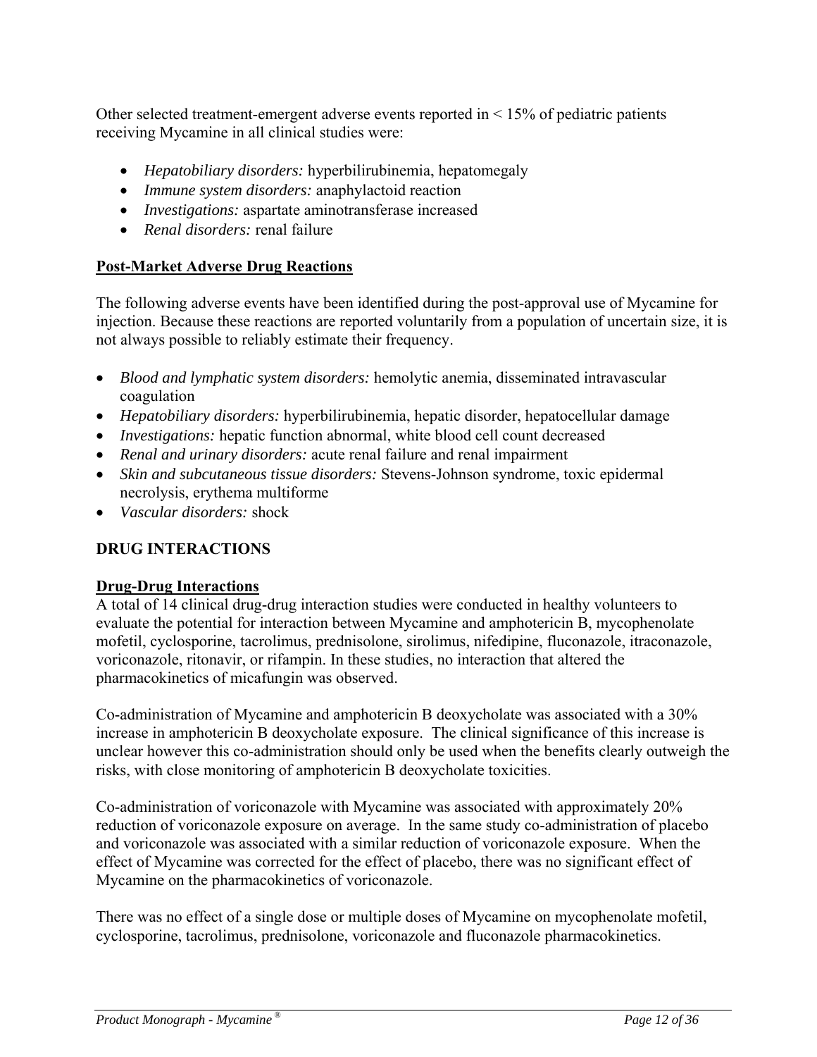Other selected treatment-emergent adverse events reported in < 15% of pediatric patients receiving Mycamine in all clinical studies were:

- *Hepatobiliary disorders:* hyperbilirubinemia, hepatomegaly
- *Immune system disorders:* anaphylactoid reaction
- *Investigations:* aspartate aminotransferase increased
- *Renal disorders:* renal failure

## **Post-Market Adverse Drug Reactions**

The following adverse events have been identified during the post-approval use of Mycamine for injection. Because these reactions are reported voluntarily from a population of uncertain size, it is not always possible to reliably estimate their frequency.

- *Blood and lymphatic system disorders:* hemolytic anemia, disseminated intravascular coagulation
- *Hepatobiliary disorders:* hyperbilirubinemia, hepatic disorder, hepatocellular damage
- *Investigations:* hepatic function abnormal, white blood cell count decreased
- *Renal and urinary disorders:* acute renal failure and renal impairment
- *Skin and subcutaneous tissue disorders:* Stevens-Johnson syndrome, toxic epidermal necrolysis, erythema multiforme
- *Vascular disorders:* shock

# **DRUG INTERACTIONS**

## **Drug-Drug Interactions**

A total of 14 clinical drug-drug interaction studies were conducted in healthy volunteers to evaluate the potential for interaction between Mycamine and amphotericin B, mycophenolate mofetil, cyclosporine, tacrolimus, prednisolone, sirolimus, nifedipine, fluconazole, itraconazole, voriconazole, ritonavir, or rifampin. In these studies, no interaction that altered the pharmacokinetics of micafungin was observed.

Co-administration of Mycamine and amphotericin B deoxycholate was associated with a 30% increase in amphotericin B deoxycholate exposure. The clinical significance of this increase is unclear however this co-administration should only be used when the benefits clearly outweigh the risks, with close monitoring of amphotericin B deoxycholate toxicities.

Co-administration of voriconazole with Mycamine was associated with approximately 20% reduction of voriconazole exposure on average. In the same study co-administration of placebo and voriconazole was associated with a similar reduction of voriconazole exposure. When the effect of Mycamine was corrected for the effect of placebo, there was no significant effect of Mycamine on the pharmacokinetics of voriconazole.

There was no effect of a single dose or multiple doses of Mycamine on mycophenolate mofetil, cyclosporine, tacrolimus, prednisolone, voriconazole and fluconazole pharmacokinetics.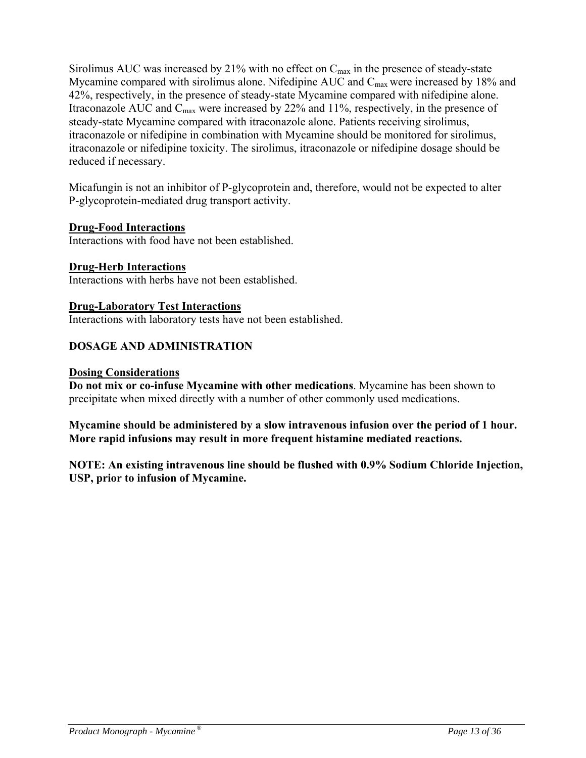Sirolimus AUC was increased by 21% with no effect on $C_{max}$ in the presence of steady-state Mycamine compared with sirolimus alone. Nifedipine AUC and $C_{max}$ were increased by 18% and 42%, respectively, in the presence of steady-state Mycamine compared with nifedipine alone. Itraconazole AUC and $C_{max}$ were increased by 22% and 11%, respectively, in the presence of steady-state Mycamine compared with itraconazole alone. Patients receiving sirolimus, itraconazole or nifedipine in combination with Mycamine should be monitored for sirolimus, itraconazole or nifedipine toxicity. The sirolimus, itraconazole or nifedipine dosage should be reduced if necessary.

Micafungin is not an inhibitor of P-glycoprotein and, therefore, would not be expected to alter P-glycoprotein-mediated drug transport activity.

### Drug-Food Interactions

Interactions with food have not been established.

### Drug-Herb Interactions

Interactions with herbs have not been established.

### Drug-Laboratory Test Interactions

Interactions with laboratory tests have not been established.

## DOSAGE AND ADMINISTRATION

### Dosing Considerations

**Do not mix or co-infuse Mycamine with other medications**. Mycamine has been shown to precipitate when mixed directly with a number of other commonly used medications.

**Mycamine should be administered by a slow intravenous infusion over the period of 1 hour. More rapid infusions may result in more frequent histamine mediated reactions.**

**NOTE: An existing intravenous line should be flushed with 0.9% Sodium Chloride Injection, USP, prior to infusion of Mycamine.**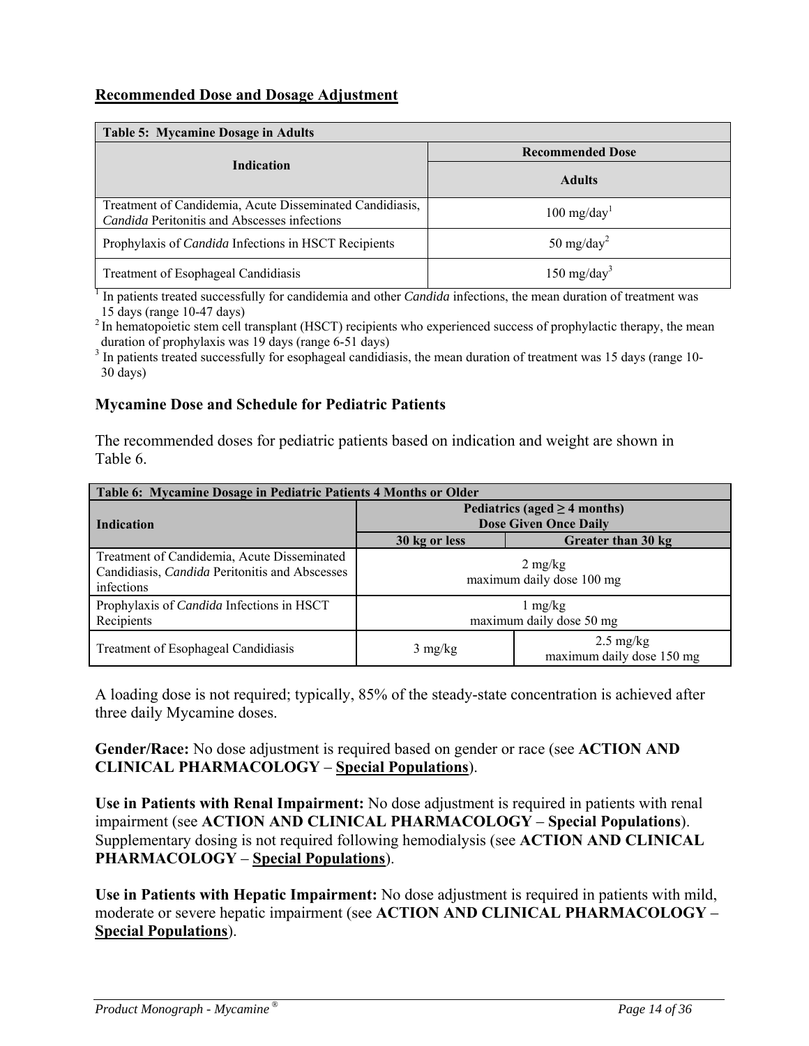## Recommended Dose and Dosage Adjustment

| Table 5: Mycamine Dosage in Adults | |
|---|---|
| **Indication** | **Recommended Dose** |
| | **Adults** |
| Treatment of Candidemia, Acute Disseminated Candidiasis, *Candida* Peritonitis and Abscesses infections | 100 mg/day[1] |
| Prophylaxis of *Candida* Infections in HSCT Recipients | 50 mg/day[2] |
| Treatment of Esophageal Candidiasis | 150 mg/day[3] |

[1] In patients treated successfully for candidemia and other *Candida* infections, the mean duration of treatment was 15 days (range 10-47 days)

[2] In hematopoietic stem cell transplant (HSCT) recipients who experienced success of prophylactic therapy, the mean duration of prophylaxis was 19 days (range 6-51 days)

[3] In patients treated successfully for esophageal candidiasis, the mean duration of treatment was 15 days (range 10-30 days)

### Mycamine Dose and Schedule for Pediatric Patients

The recommended doses for pediatric patients based on indication and weight are shown in Table 6.

| Table 6: Mycamine Dosage in Pediatric Patients 4 Months or Older | | |
|---|---|---|
| **Indication** | **Pediatrics (aged ≥ 4 months) Dose Given Once Daily** | |
| | **30 kg or less** | **Greater than 30 kg** |
| Treatment of Candidemia, Acute Disseminated Candidiasis, *Candida* Peritonitis and Abscesses infections | 2 mg/kg maximum daily dose 100 mg | |
| Prophylaxis of *Candida* Infections in HSCT Recipients | 1 mg/kg maximum daily dose 50 mg | |
| Treatment of Esophageal Candidiasis | 3 mg/kg | 2.5 mg/kg maximum daily dose 150 mg |

A loading dose is not required; typically, 85% of the steady-state concentration is achieved after three daily Mycamine doses.

**Gender/Race:** No dose adjustment is required based on gender or race (see **ACTION AND CLINICAL PHARMACOLOGY – Special Populations**).

**Use in Patients with Renal Impairment:** No dose adjustment is required in patients with renal impairment (see **ACTION AND CLINICAL PHARMACOLOGY – Special Populations**). Supplementary dosing is not required following hemodialysis (see **ACTION AND CLINICAL PHARMACOLOGY – Special Populations**).

**Use in Patients with Hepatic Impairment:** No dose adjustment is required in patients with mild, moderate or severe hepatic impairment (see **ACTION AND CLINICAL PHARMACOLOGY – Special Populations**).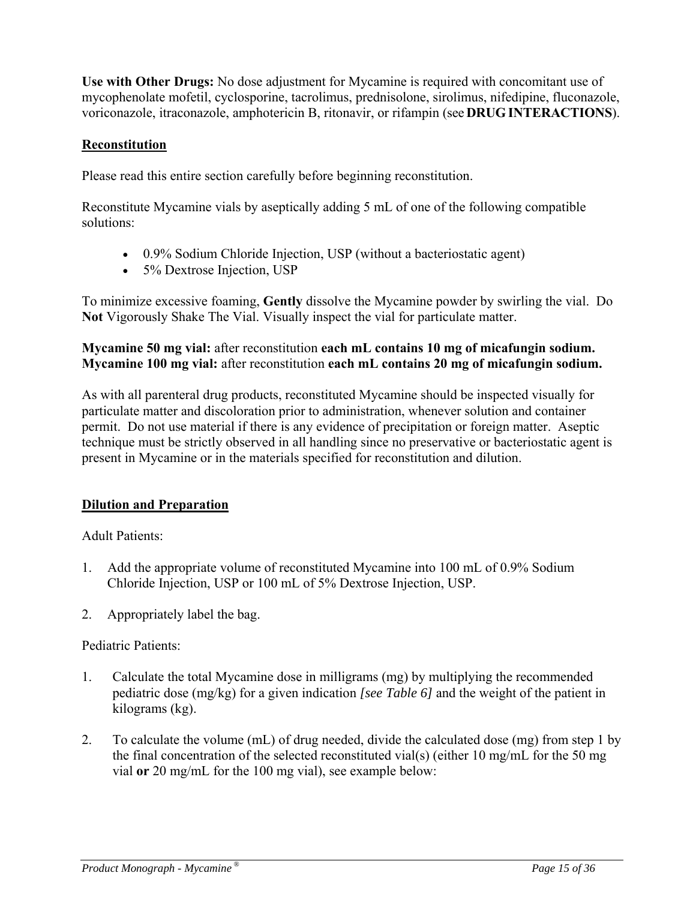**Use with Other Drugs:** No dose adjustment for Mycamine is required with concomitant use of mycophenolate mofetil, cyclosporine, tacrolimus, prednisolone, sirolimus, nifedipine, fluconazole, voriconazole, itraconazole, amphotericin B, ritonavir, or rifampin (see **DRUG INTERACTIONS**).

## Reconstitution

Please read this entire section carefully before beginning reconstitution.

Reconstitute Mycamine vials by aseptically adding 5 mL of one of the following compatible solutions:

- 0.9% Sodium Chloride Injection, USP (without a bacteriostatic agent)
- 5% Dextrose Injection, USP

To minimize excessive foaming, **Gently** dissolve the Mycamine powder by swirling the vial. Do **Not** Vigorously Shake The Vial. Visually inspect the vial for particulate matter.

**Mycamine 50 mg vial:** after reconstitution **each mL contains 10 mg of micafungin sodium.**
**Mycamine 100 mg vial:** after reconstitution **each mL contains 20 mg of micafungin sodium.**

As with all parenteral drug products, reconstituted Mycamine should be inspected visually for particulate matter and discoloration prior to administration, whenever solution and container permit. Do not use material if there is any evidence of precipitation or foreign matter. Aseptic technique must be strictly observed in all handling since no preservative or bacteriostatic agent is present in Mycamine or in the materials specified for reconstitution and dilution.

## Dilution and Preparation

Adult Patients:

1. Add the appropriate volume of reconstituted Mycamine into 100 mL of 0.9% Sodium Chloride Injection, USP or 100 mL of 5% Dextrose Injection, USP.

2. Appropriately label the bag.

Pediatric Patients:

1. Calculate the total Mycamine dose in milligrams (mg) by multiplying the recommended pediatric dose (mg/kg) for a given indication *[see Table 6]* and the weight of the patient in kilograms (kg).

2. To calculate the volume (mL) of drug needed, divide the calculated dose (mg) from step 1 by the final concentration of the selected reconstituted vial(s) (either 10 mg/mL for the 50 mg vial **or** 20 mg/mL for the 100 mg vial), see example below: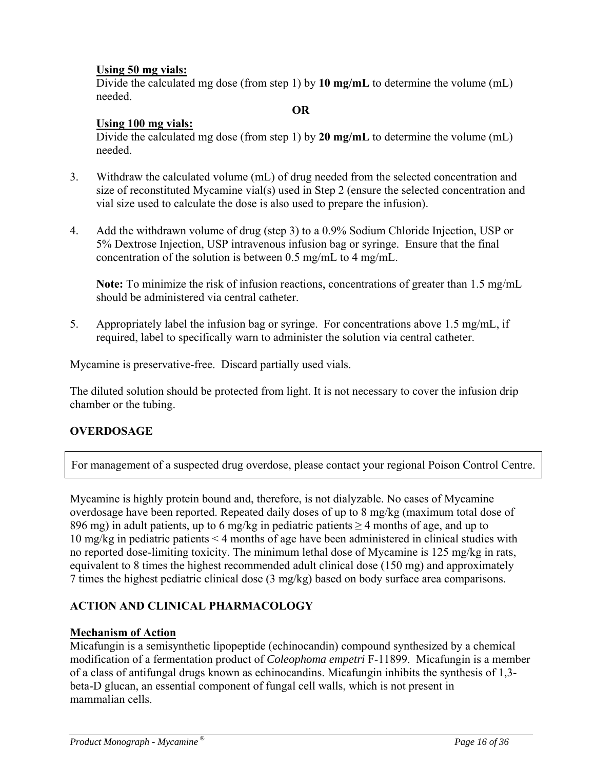**Using 50 mg vials:**
Divide the calculated mg dose (from step 1) by **10 mg/mL** to determine the volume (mL) needed.

**OR**

**Using 100 mg vials:**
Divide the calculated mg dose (from step 1) by **20 mg/mL** to determine the volume (mL) needed.

3. Withdraw the calculated volume (mL) of drug needed from the selected concentration and size of reconstituted Mycamine vial(s) used in Step 2 (ensure the selected concentration and vial size used to calculate the dose is also used to prepare the infusion).

4. Add the withdrawn volume of drug (step 3) to a 0.9% Sodium Chloride Injection, USP or 5% Dextrose Injection, USP intravenous infusion bag or syringe. Ensure that the final concentration of the solution is between 0.5 mg/mL to 4 mg/mL.

   **Note:** To minimize the risk of infusion reactions, concentrations of greater than 1.5 mg/mL should be administered via central catheter.

5. Appropriately label the infusion bag or syringe. For concentrations above 1.5 mg/mL, if required, label to specifically warn to administer the solution via central catheter.

Mycamine is preservative-free. Discard partially used vials.

The diluted solution should be protected from light. It is not necessary to cover the infusion drip chamber or the tubing.

## OVERDOSAGE

| For management of a suspected drug overdose, please contact your regional Poison Control Centre. |
|---|

Mycamine is highly protein bound and, therefore, is not dialyzable. No cases of Mycamine overdosage have been reported. Repeated daily doses of up to 8 mg/kg (maximum total dose of 896 mg) in adult patients, up to 6 mg/kg in pediatric patients ≥ 4 months of age, and up to 10 mg/kg in pediatric patients < 4 months of age have been administered in clinical studies with no reported dose-limiting toxicity. The minimum lethal dose of Mycamine is 125 mg/kg in rats, equivalent to 8 times the highest recommended adult clinical dose (150 mg) and approximately 7 times the highest pediatric clinical dose (3 mg/kg) based on body surface area comparisons.

## ACTION AND CLINICAL PHARMACOLOGY

### Mechanism of Action

Micafungin is a semisynthetic lipopeptide (echinocandin) compound synthesized by a chemical modification of a fermentation product of *Coleophoma empetri* F-11899. Micafungin is a member of a class of antifungal drugs known as echinocandins. Micafungin inhibits the synthesis of 1,3-beta-D glucan, an essential component of fungal cell walls, which is not present in mammalian cells.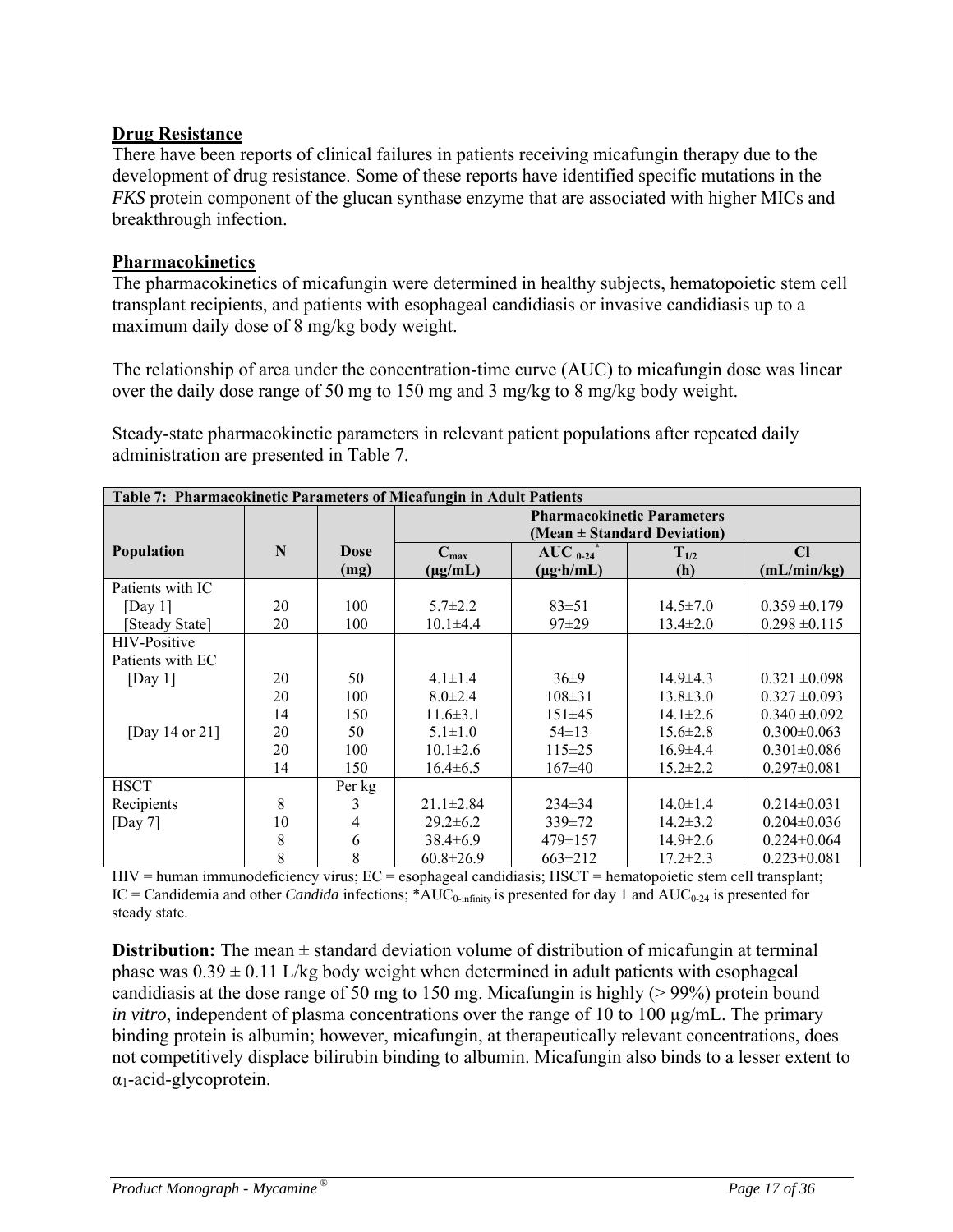## Drug Resistance

There have been reports of clinical failures in patients receiving micafungin therapy due to the development of drug resistance. Some of these reports have identified specific mutations in the *FKS* protein component of the glucan synthase enzyme that are associated with higher MICs and breakthrough infection.

## Pharmacokinetics

The pharmacokinetics of micafungin were determined in healthy subjects, hematopoietic stem cell transplant recipients, and patients with esophageal candidiasis or invasive candidiasis up to a maximum daily dose of 8 mg/kg body weight.

The relationship of area under the concentration-time curve (AUC) to micafungin dose was linear over the daily dose range of 50 mg to 150 mg and 3 mg/kg to 8 mg/kg body weight.

Steady-state pharmacokinetic parameters in relevant patient populations after repeated daily administration are presented in Table 7.

**Table 7: Pharmacokinetic Parameters of Micafungin in Adult Patients**

| | | | Pharmacokinetic Parameters (Mean ± Standard Deviation) | | | |
|---|---|---|---|---|---|---|
| **Population** | **N** | **Dose (mg)** | $C_{max}$ (μg/mL) | $AUC_{0-24}$* (μg·h/mL) | $T_{1/2}$ (h) | Cl (mL/min/kg) |
| Patients with IC | | | | | | |
| [Day 1] | 20 | 100 | 5.7±2.2 | 83±51 | 14.5±7.0 | 0.359 ±0.179 |
| [Steady State] | 20 | 100 | 10.1±4.4 | 97±29 | 13.4±2.0 | 0.298 ±0.115 |
| HIV-Positive Patients with EC | | | | | | |
| [Day 1] | 20 | 50 | 4.1±1.4 | 36±9 | 14.9±4.3 | 0.321 ±0.098 |
| | 20 | 100 | 8.0±2.4 | 108±31 | 13.8±3.0 | 0.327 ±0.093 |
| | 14 | 150 | 11.6±3.1 | 151±45 | 14.1±2.6 | 0.340 ±0.092 |
| [Day 14 or 21] | 20 | 50 | 5.1±1.0 | 54±13 | 15.6±2.8 | 0.300±0.063 |
| | 20 | 100 | 10.1±2.6 | 115±25 | 16.9±4.4 | 0.301±0.086 |
| | 14 | 150 | 16.4±6.5 | 167±40 | 15.2±2.2 | 0.297±0.081 |
| HSCT | | Per kg | | | | |
| Recipients | 8 | 3 | 21.1±2.84 | 234±34 | 14.0±1.4 | 0.214±0.031 |
| [Day 7] | 10 | 4 | 29.2±6.2 | 339±72 | 14.2±3.2 | 0.204±0.036 |
| | 8 | 6 | 38.4±6.9 | 479±157 | 14.9±2.6 | 0.224±0.064 |
| | 8 | 8 | 60.8±26.9 | 663±212 | 17.2±2.3 | 0.223±0.081 |

HIV = human immunodeficiency virus; EC = esophageal candidiasis; HSCT = hematopoietic stem cell transplant; IC = Candidemia and other *Candida* infections; *$AUC_{0-infinity}$ is presented for day 1 and $AUC_{0-24}$ is presented for steady state.

**Distribution:** The mean ± standard deviation volume of distribution of micafungin at terminal phase was 0.39 ± 0.11 L/kg body weight when determined in adult patients with esophageal candidiasis at the dose range of 50 mg to 150 mg. Micafungin is highly (> 99%) protein bound *in vitro*, independent of plasma concentrations over the range of 10 to 100 μg/mL. The primary binding protein is albumin; however, micafungin, at therapeutically relevant concentrations, does not competitively displace bilirubin binding to albumin. Micafungin also binds to a lesser extent to $\alpha_1$-acid-glycoprotein.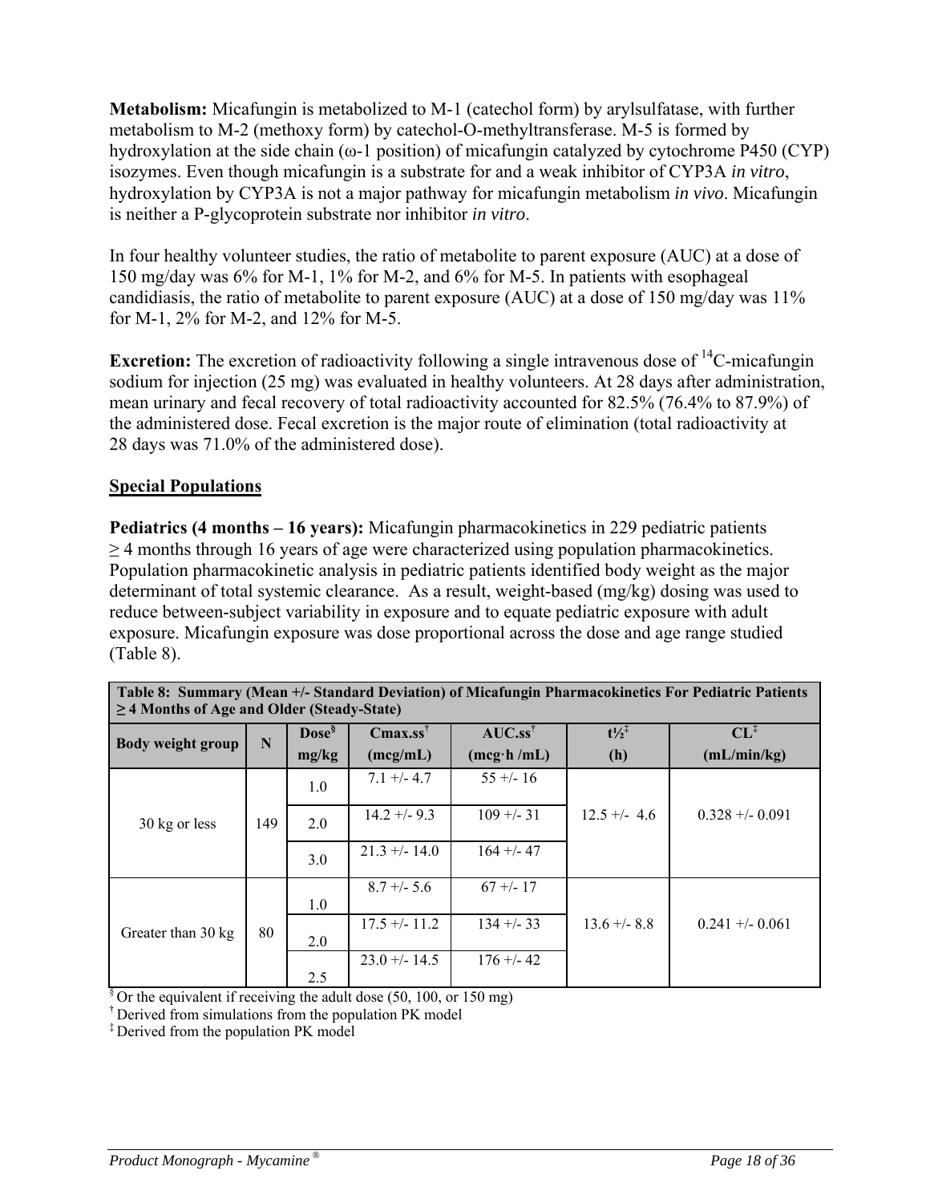**Metabolism:** Micafungin is metabolized to M-1 (catechol form) by arylsulfatase, with further metabolism to M-2 (methoxy form) by catechol-O-methyltransferase. M-5 is formed by hydroxylation at the side chain (ω-1 position) of micafungin catalyzed by cytochrome P450 (CYP) isozymes. Even though micafungin is a substrate for and a weak inhibitor of CYP3A *in vitro*, hydroxylation by CYP3A is not a major pathway for micafungin metabolism *in vivo*. Micafungin is neither a P-glycoprotein substrate nor inhibitor *in vitro*.

In four healthy volunteer studies, the ratio of metabolite to parent exposure (AUC) at a dose of 150 mg/day was 6% for M-1, 1% for M-2, and 6% for M-5. In patients with esophageal candidiasis, the ratio of metabolite to parent exposure (AUC) at a dose of 150 mg/day was 11% for M-1, 2% for M-2, and 12% for M-5.

**Excretion:** The excretion of radioactivity following a single intravenous dose of $^{14}C$-micafungin sodium for injection (25 mg) was evaluated in healthy volunteers. At 28 days after administration, mean urinary and fecal recovery of total radioactivity accounted for 82.5% (76.4% to 87.9%) of the administered dose. Fecal excretion is the major route of elimination (total radioactivity at 28 days was 71.0% of the administered dose).

## Special Populations

**Pediatrics (4 months – 16 years):** Micafungin pharmacokinetics in 229 pediatric patients ≥ 4 months through 16 years of age were characterized using population pharmacokinetics. Population pharmacokinetic analysis in pediatric patients identified body weight as the major determinant of total systemic clearance. As a result, weight-based (mg/kg) dosing was used to reduce between-subject variability in exposure and to equate pediatric exposure with adult exposure. Micafungin exposure was dose proportional across the dose and age range studied (Table 8).

**Table 8: Summary (Mean +/- Standard Deviation) of Micafungin Pharmacokinetics For Pediatric Patients ≥ 4 Months of Age and Older (Steady-State)**

| Body weight group | N | Dose[§] mg/kg | Cmax.ss[†] (mcg/mL) | AUC.ss[†] (mcg·h /mL) | t½[‡] (h) | CL[‡] (mL/min/kg) |
|---|---|---|---|---|---|---|
| 30 kg or less | 149 | 1.0 | 7.1 +/- 4.7 | 55 +/- 16 | 12.5 +/- 4.6 | 0.328 +/- 0.091 |
| | | 2.0 | 14.2 +/- 9.3 | 109 +/- 31 | | |
| | | 3.0 | 21.3 +/- 14.0 | 164 +/- 47 | | |
| Greater than 30 kg | 80 | 1.0 | 8.7 +/- 5.6 | 67 +/- 17 | 13.6 +/- 8.8 | 0.241 +/- 0.061 |
| | | 2.0 | 17.5 +/- 11.2 | 134 +/- 33 | | |
| | | 2.5 | 23.0 +/- 14.5 | 176 +/- 42 | | |

§ Or the equivalent if receiving the adult dose (50, 100, or 150 mg)
† Derived from simulations from the population PK model
‡ Derived from the population PK model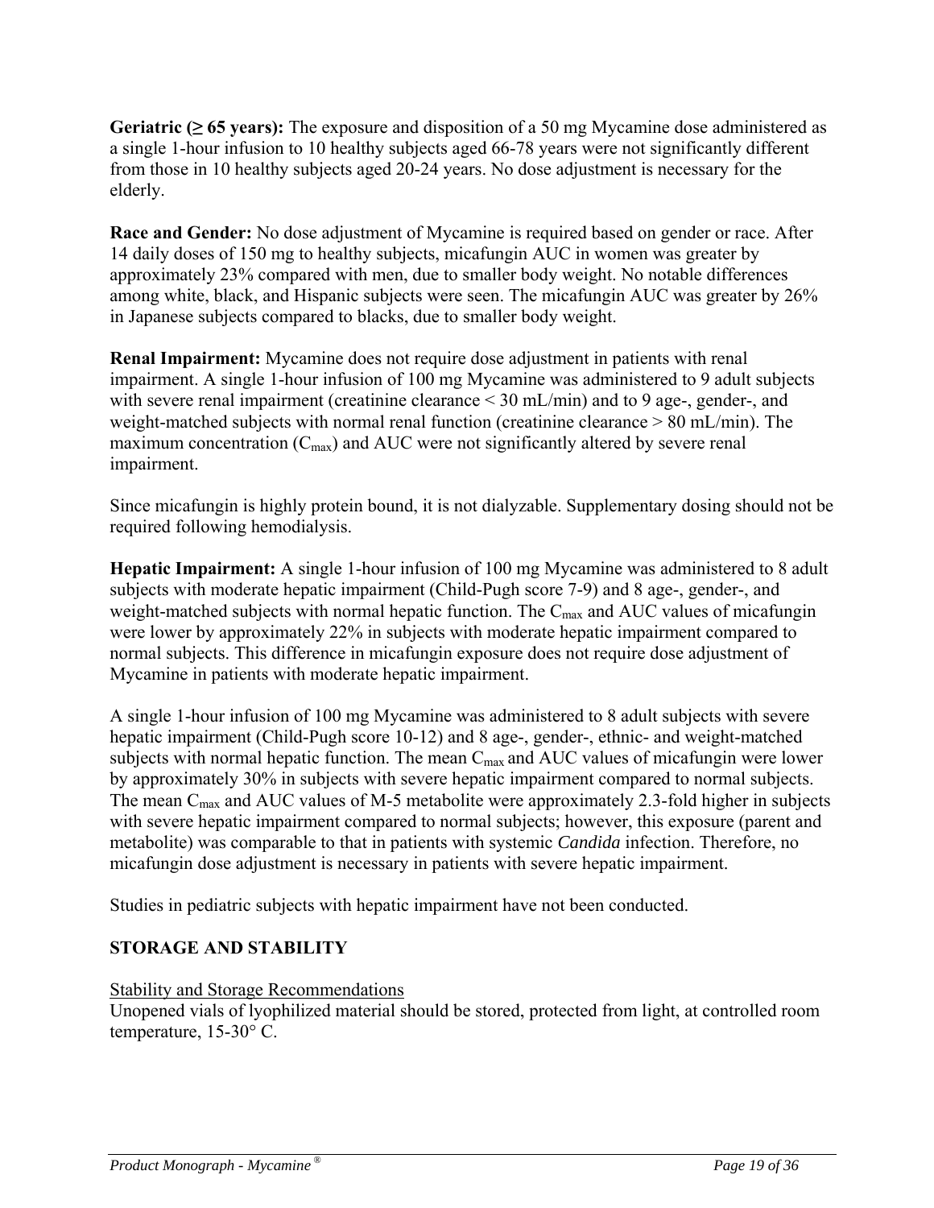**Geriatric (≥ 65 years):** The exposure and disposition of a 50 mg Mycamine dose administered as a single 1-hour infusion to 10 healthy subjects aged 66-78 years were not significantly different from those in 10 healthy subjects aged 20-24 years. No dose adjustment is necessary for the elderly.

**Race and Gender:** No dose adjustment of Mycamine is required based on gender or race. After 14 daily doses of 150 mg to healthy subjects, micafungin AUC in women was greater by approximately 23% compared with men, due to smaller body weight. No notable differences among white, black, and Hispanic subjects were seen. The micafungin AUC was greater by 26% in Japanese subjects compared to blacks, due to smaller body weight.

**Renal Impairment:** Mycamine does not require dose adjustment in patients with renal impairment. A single 1-hour infusion of 100 mg Mycamine was administered to 9 adult subjects with severe renal impairment (creatinine clearance < 30 mL/min) and to 9 age-, gender-, and weight-matched subjects with normal renal function (creatinine clearance > 80 mL/min). The maximum concentration ($C_{max}$) and AUC were not significantly altered by severe renal impairment.

Since micafungin is highly protein bound, it is not dialyzable. Supplementary dosing should not be required following hemodialysis.

**Hepatic Impairment:** A single 1-hour infusion of 100 mg Mycamine was administered to 8 adult subjects with moderate hepatic impairment (Child-Pugh score 7-9) and 8 age-, gender-, and weight-matched subjects with normal hepatic function. The $C_{max}$ and AUC values of micafungin were lower by approximately 22% in subjects with moderate hepatic impairment compared to normal subjects. This difference in micafungin exposure does not require dose adjustment of Mycamine in patients with moderate hepatic impairment.

A single 1-hour infusion of 100 mg Mycamine was administered to 8 adult subjects with severe hepatic impairment (Child-Pugh score 10-12) and 8 age-, gender-, ethnic- and weight-matched subjects with normal hepatic function. The mean $C_{max}$ and AUC values of micafungin were lower by approximately 30% in subjects with severe hepatic impairment compared to normal subjects. The mean $C_{max}$ and AUC values of M-5 metabolite were approximately 2.3-fold higher in subjects with severe hepatic impairment compared to normal subjects; however, this exposure (parent and metabolite) was comparable to that in patients with systemic *Candida* infection. Therefore, no micafungin dose adjustment is necessary in patients with severe hepatic impairment.

Studies in pediatric subjects with hepatic impairment have not been conducted.

## STORAGE AND STABILITY

Stability and Storage Recommendations

Unopened vials of lyophilized material should be stored, protected from light, at controlled room temperature, 15-30° C.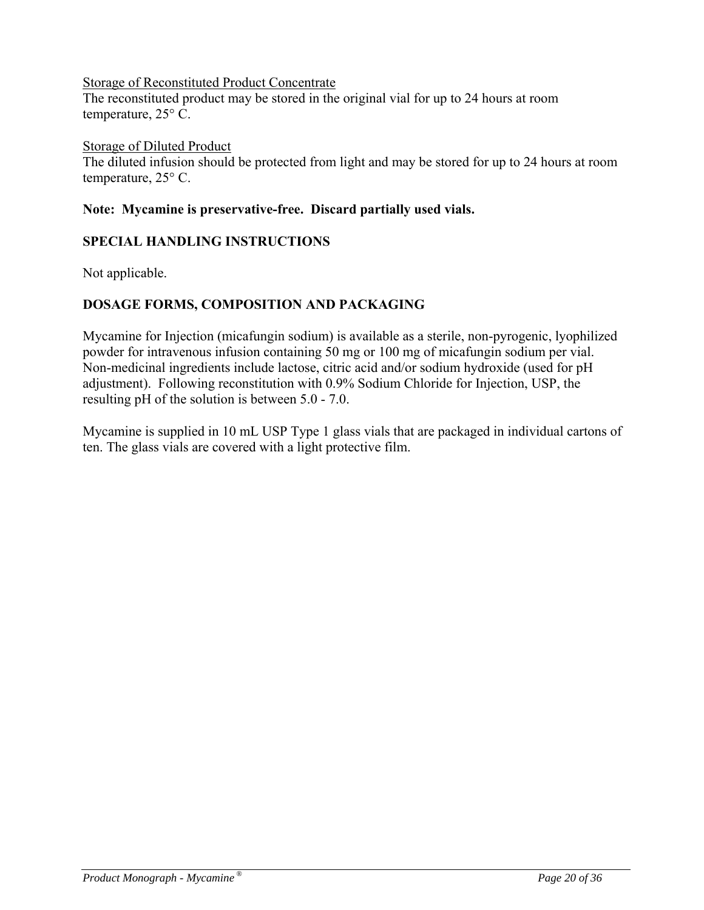Storage of Reconstituted Product Concentrate
The reconstituted product may be stored in the original vial for up to 24 hours at room temperature, 25° C.

Storage of Diluted Product
The diluted infusion should be protected from light and may be stored for up to 24 hours at room temperature, 25° C.

**Note: Mycamine is preservative-free. Discard partially used vials.**

## SPECIAL HANDLING INSTRUCTIONS

Not applicable.

## DOSAGE FORMS, COMPOSITION AND PACKAGING

Mycamine for Injection (micafungin sodium) is available as a sterile, non-pyrogenic, lyophilized powder for intravenous infusion containing 50 mg or 100 mg of micafungin sodium per vial. Non-medicinal ingredients include lactose, citric acid and/or sodium hydroxide (used for pH adjustment). Following reconstitution with 0.9% Sodium Chloride for Injection, USP, the resulting pH of the solution is between 5.0 - 7.0.

Mycamine is supplied in 10 mL USP Type 1 glass vials that are packaged in individual cartons of ten. The glass vials are covered with a light protective film.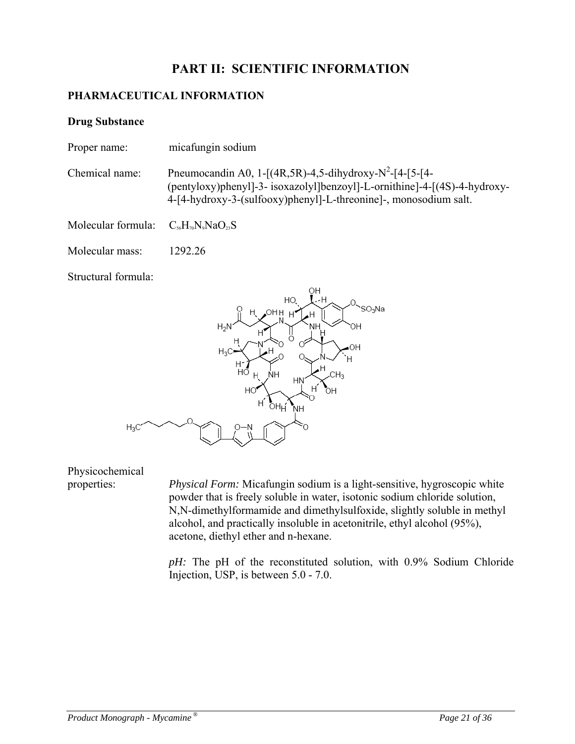# PART II: SCIENTIFIC INFORMATION

## PHARMACEUTICAL INFORMATION

### Drug Substance

Proper name: micafungin sodium

Chemical name: Pneumocandin A0, 1-[(4R,5R)-4,5-dihydroxy-$N^2$-[4-[5-[4-(pentyloxy)phenyl]-3- isoxazolyl]benzoyl]-L-ornithine]-4-[(4S)-4-hydroxy-4-[4-hydroxy-3-(sulfooxy)phenyl]-L-threonine]-, monosodium salt.

Molecular formula: $C_{56}H_{70}N_9NaO_{23}S$

Molecular mass: 1292.26

Structural formula:

Physicochemical properties: *Physical Form:* Micafungin sodium is a light-sensitive, hygroscopic white powder that is freely soluble in water, isotonic sodium chloride solution, N,N-dimethylformamide and dimethylsulfoxide, slightly soluble in methyl alcohol, and practically insoluble in acetonitrile, ethyl alcohol (95%), acetone, diethyl ether and n-hexane.

*pH:* The pH of the reconstituted solution, with 0.9% Sodium Chloride Injection, USP, is between 5.0 - 7.0.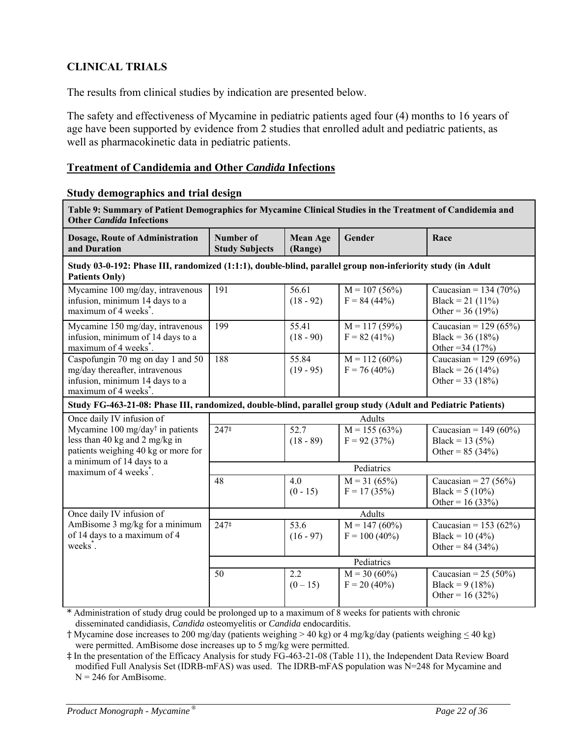## CLINICAL TRIALS

The results from clinical studies by indication are presented below.

The safety and effectiveness of Mycamine in pediatric patients aged four (4) months to 16 years of age have been supported by evidence from 2 studies that enrolled adult and pediatric patients, as well as pharmacokinetic data in pediatric patients.

### Treatment of Candidemia and Other *Candida* Infections

#### Study demographics and trial design

**Table 9: Summary of Patient Demographics for Mycamine Clinical Studies in the Treatment of Candidemia and Other *Candida* Infections**

| Dosage, Route of Administration and Duration | Number of Study Subjects | Mean Age (Range) | Gender | Race |
|---|---|---|---|---|
| **Study 03-0-192: Phase III, randomized (1:1:1), double-blind, parallel group non-inferiority study (in Adult Patients Only)** | | | | |
| Mycamine 100 mg/day, intravenous infusion, minimum 14 days to a maximum of 4 weeks*. | 191 | 56.61 (18 - 92) | M = 107 (56%) F = 84 (44%) | Caucasian = 134 (70%) Black = 21 (11%) Other = 36 (19%) |
| Mycamine 150 mg/day, intravenous infusion, minimum of 14 days to a maximum of 4 weeks*. | 199 | 55.41 (18 - 90) | M = 117 (59%) F = 82 (41%) | Caucasian = 129 (65%) Black = 36 (18%) Other =34 (17%) |
| Caspofungin 70 mg on day 1 and 50 mg/day thereafter, intravenous infusion, minimum 14 days to a maximum of 4 weeks*. | 188 | 55.84 (19 - 95) | M = 112 (60%) F = 76 (40%) | Caucasian = 129 (69%) Black = 26 (14%) Other = 33 (18%) |
| **Study FG-463-21-08: Phase III, randomized, double-blind, parallel group study (Adult and Pediatric Patients)** | | | | |
| Once daily IV infusion of Mycamine 100 mg/day† in patients less than 40 kg and 2 mg/kg in patients weighing 40 kg or more for a minimum of 14 days to a maximum of 4 weeks*. | Adults | | | |
| | 247‡ | 52.7 (18 - 89) | M = 155 (63%) F = 92 (37%) | Caucasian = 149 (60%) Black = 13 (5%) Other = 85 (34%) |
| | Pediatrics | | | |
| | 48 | 4.0 (0 - 15) | M = 31 (65%) F = 17 (35%) | Caucasian = 27 (56%) Black = 5 (10%) Other = 16 (33%) |
| Once daily IV infusion of AmBisome 3 mg/kg for a minimum of 14 days to a maximum of 4 weeks*. | Adults | | | |
| | 247‡ | 53.6 (16 - 97) | M = 147 (60%) F = 100 (40%) | Caucasian = 153 (62%) Black = 10 (4%) Other = 84 (34%) |
| | Pediatrics | | | |
| | 50 | 2.2 (0 – 15) | M = 30 (60%) F = 20 (40%) | Caucasian = 25 (50%) Black = 9 (18%) Other = 16 (32%) |

\* Administration of study drug could be prolonged up to a maximum of 8 weeks for patients with chronic disseminated candidiasis, *Candida* osteomyelitis or *Candida* endocarditis.

† Mycamine dose increases to 200 mg/day (patients weighing > 40 kg) or 4 mg/kg/day (patients weighing ≤ 40 kg) were permitted. AmBisome dose increases up to 5 mg/kg were permitted.

‡ In the presentation of the Efficacy Analysis for study FG-463-21-08 (Table 11), the Independent Data Review Board modified Full Analysis Set (IDRB-mFAS) was used. The IDRB-mFAS population was N=248 for Mycamine and N = 246 for AmBisome.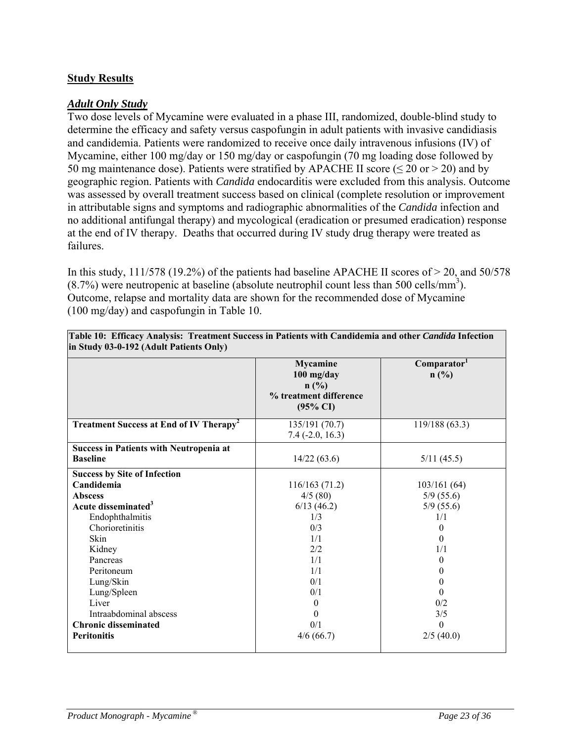## Study Results

### *Adult Only Study*

Two dose levels of Mycamine were evaluated in a phase III, randomized, double-blind study to determine the efficacy and safety versus caspofungin in adult patients with invasive candidiasis and candidemia. Patients were randomized to receive once daily intravenous infusions (IV) of Mycamine, either 100 mg/day or 150 mg/day or caspofungin (70 mg loading dose followed by 50 mg maintenance dose). Patients were stratified by APACHE II score (≤ 20 or > 20) and by geographic region. Patients with *Candida* endocarditis were excluded from this analysis. Outcome was assessed by overall treatment success based on clinical (complete resolution or improvement in attributable signs and symptoms and radiographic abnormalities of the *Candida* infection and no additional antifungal therapy) and mycological (eradication or presumed eradication) response at the end of IV therapy. Deaths that occurred during IV study drug therapy were treated as failures.

In this study, 111/578 (19.2%) of the patients had baseline APACHE II scores of > 20, and 50/578 (8.7%) were neutropenic at baseline (absolute neutrophil count less than 500 cells/mm$^3$). Outcome, relapse and mortality data are shown for the recommended dose of Mycamine (100 mg/day) and caspofungin in Table 10.

**Table 10: Efficacy Analysis: Treatment Success in Patients with Candidemia and other *Candida* Infection in Study 03-0-192 (Adult Patients Only)**

| | Mycamine 100 mg/day n (%) % treatment difference (95% CI) | Comparator[1] n (%) |
|---|---|---|
| **Treatment Success at End of IV Therapy[2]** | 135/191 (70.7) 7.4 (-2.0, 16.3) | 119/188 (63.3) |
| **Success in Patients with Neutropenia at Baseline** | 14/22 (63.6) | 5/11 (45.5) |
| **Success by Site of Infection** | | |
| **Candidemia** | 116/163 (71.2) | 103/161 (64) |
| **Abscess** | 4/5 (80) | 5/9 (55.6) |
| **Acute disseminated[3]** | 6/13 (46.2) | 5/9 (55.6) |
| Endophthalmitis | 1/3 | 1/1 |
| Chorioretinitis | 0/3 | 0 |
| Skin | 1/1 | 0 |
| Kidney | 2/2 | 1/1 |
| Pancreas | 1/1 | 0 |
| Peritoneum | 1/1 | 0 |
| Lung/Skin | 0/1 | 0 |
| Lung/Spleen | 0/1 | 0 |
| Liver | 0 | 0/2 |
| Intraabdominal abscess | 0 | 3/5 |
| **Chronic disseminated** | 0/1 | 0 |
| **Peritonitis** | 4/6 (66.7) | 2/5 (40.0) |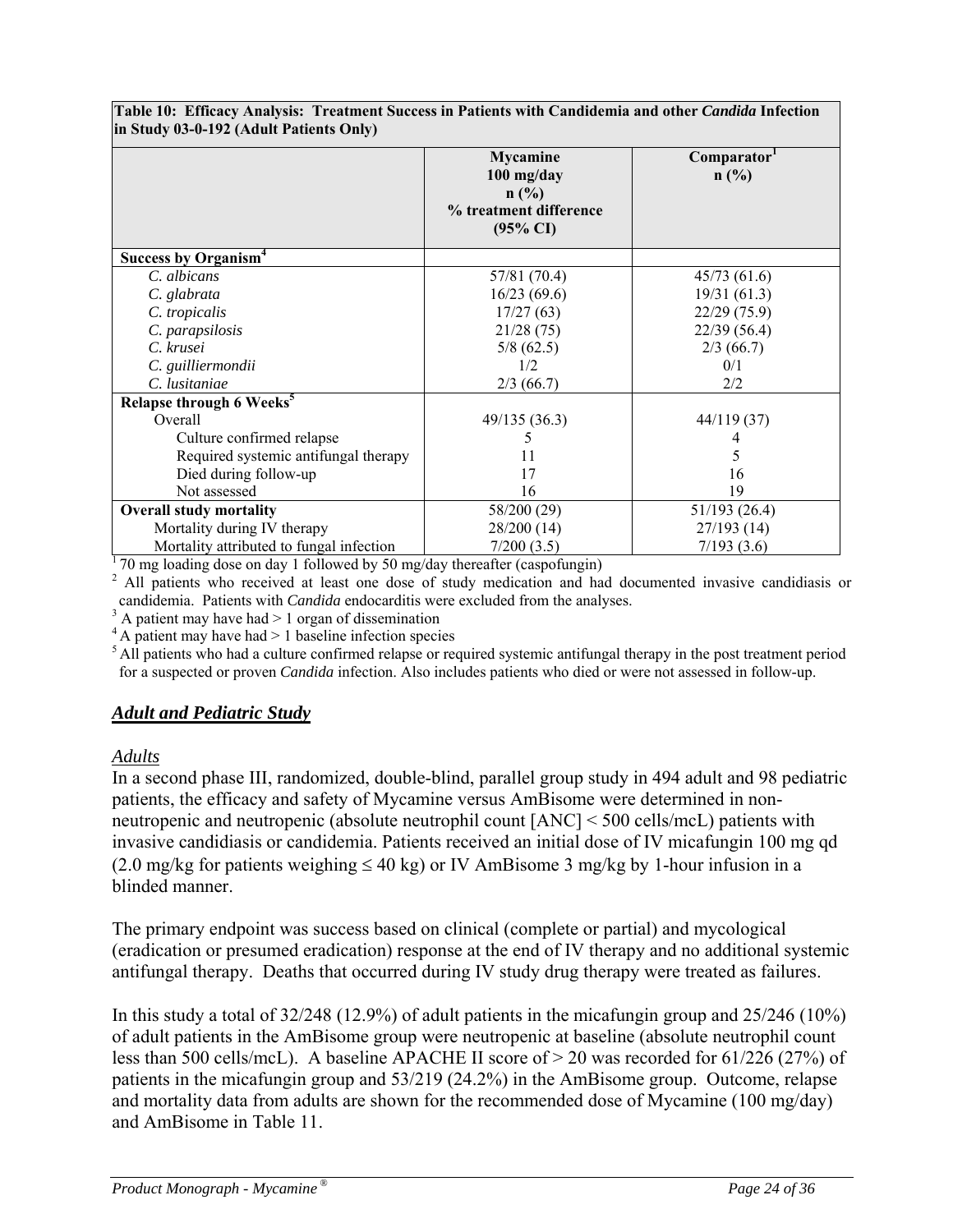| Table 10: Efficacy Analysis: Treatment Success in Patients with Candidemia and other *Candida* Infection in Study 03-0-192 (Adult Patients Only) | | |
|---|---|---|
| | **Mycamine 100 mg/day n (%) % treatment difference (95% CI)** | **Comparator[1] n (%)** |
| **Success by Organism[4]** | | |
| *C. albicans* | 57/81 (70.4) | 45/73 (61.6) |
| *C. glabrata* | 16/23 (69.6) | 19/31 (61.3) |
| *C. tropicalis* | 17/27 (63) | 22/29 (75.9) |
| *C. parapsilosis* | 21/28 (75) | 22/39 (56.4) |
| *C. krusei* | 5/8 (62.5) | 2/3 (66.7) |
| *C. guilliermondii* | 1/2 | 0/1 |
| *C. lusitaniae* | 2/3 (66.7) | 2/2 |
| **Relapse through 6 Weeks[5]** | | |
| Overall | 49/135 (36.3) | 44/119 (37) |
| Culture confirmed relapse | 5 | 4 |
| Required systemic antifungal therapy | 11 | 5 |
| Died during follow-up | 17 | 16 |
| Not assessed | 16 | 19 |
| **Overall study mortality** | 58/200 (29) | 51/193 (26.4) |
| Mortality during IV therapy | 28/200 (14) | 27/193 (14) |
| Mortality attributed to fungal infection | 7/200 (3.5) | 7/193 (3.6) |

[1] 70 mg loading dose on day 1 followed by 50 mg/day thereafter (caspofungin)

[2] All patients who received at least one dose of study medication and had documented invasive candidiasis or candidemia. Patients with *Candida* endocarditis were excluded from the analyses.

[3] A patient may have had > 1 organ of dissemination

[4] A patient may have had > 1 baseline infection species

[5] All patients who had a culture confirmed relapse or required systemic antifungal therapy in the post treatment period for a suspected or proven *Candida* infection. Also includes patients who died or were not assessed in follow-up.

## *Adult and Pediatric Study*

### *Adults*

In a second phase III, randomized, double-blind, parallel group study in 494 adult and 98 pediatric patients, the efficacy and safety of Mycamine versus AmBisome were determined in non-neutropenic and neutropenic (absolute neutrophil count [ANC] < 500 cells/mcL) patients with invasive candidiasis or candidemia. Patients received an initial dose of IV micafungin 100 mg qd (2.0 mg/kg for patients weighing ≤ 40 kg) or IV AmBisome 3 mg/kg by 1-hour infusion in a blinded manner.

The primary endpoint was success based on clinical (complete or partial) and mycological (eradication or presumed eradication) response at the end of IV therapy and no additional systemic antifungal therapy. Deaths that occurred during IV study drug therapy were treated as failures.

In this study a total of 32/248 (12.9%) of adult patients in the micafungin group and 25/246 (10%) of adult patients in the AmBisome group were neutropenic at baseline (absolute neutrophil count less than 500 cells/mcL). A baseline APACHE II score of > 20 was recorded for 61/226 (27%) of patients in the micafungin group and 53/219 (24.2%) in the AmBisome group. Outcome, relapse and mortality data from adults are shown for the recommended dose of Mycamine (100 mg/day) and AmBisome in Table 11.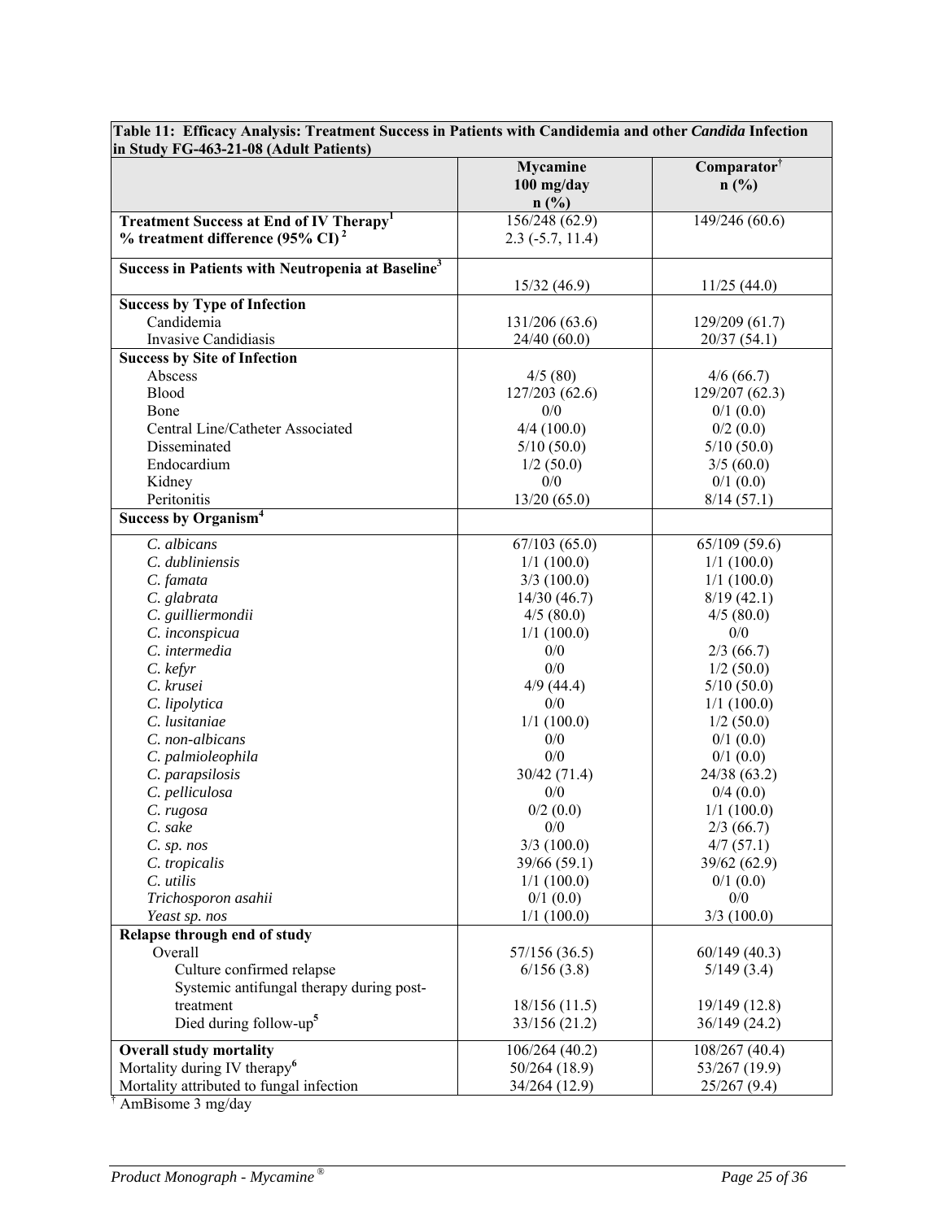**Table 11: Efficacy Analysis: Treatment Success in Patients with Candidemia and other *Candida* Infection in Study FG-463-21-08 (Adult Patients)**

| | **Mycamine 100 mg/day n (%)** | **Comparator[†] n (%)** |
|---|---|---|
| **Treatment Success at End of IV Therapy[1]** | 156/248 (62.9) | 149/246 (60.6) |
| **% treatment difference (95% CI)[2]** | 2.3 (-5.7, 11.4) | |
| **Success in Patients with Neutropenia at Baseline[3]** | 15/32 (46.9) | 11/25 (44.0) |
| **Success by Type of Infection** | | |
| Candidemia | 131/206 (63.6) | 129/209 (61.7) |
| Invasive Candidiasis | 24/40 (60.0) | 20/37 (54.1) |
| **Success by Site of Infection** | | |
| Abscess | 4/5 (80) | 4/6 (66.7) |
| Blood | 127/203 (62.6) | 129/207 (62.3) |
| Bone | 0/0 | 0/1 (0.0) |
| Central Line/Catheter Associated | 4/4 (100.0) | 0/2 (0.0) |
| Disseminated | 5/10 (50.0) | 5/10 (50.0) |
| Endocardium | 1/2 (50.0) | 3/5 (60.0) |
| Kidney | 0/0 | 0/1 (0.0) |
| Peritonitis | 13/20 (65.0) | 8/14 (57.1) |
| **Success by Organism[4]** | | |
| *C. albicans* | 67/103 (65.0) | 65/109 (59.6) |
| *C. dubliniensis* | 1/1 (100.0) | 1/1 (100.0) |
| *C. famata* | 3/3 (100.0) | 1/1 (100.0) |
| *C. glabrata* | 14/30 (46.7) | 8/19 (42.1) |
| *C. guilliermondii* | 4/5 (80.0) | 4/5 (80.0) |
| *C. inconspicua* | 1/1 (100.0) | 0/0 |
| *C. intermedia* | 0/0 | 2/3 (66.7) |
| *C. kefyr* | 0/0 | 1/2 (50.0) |
| *C. krusei* | 4/9 (44.4) | 5/10 (50.0) |
| *C. lipolytica* | 0/0 | 1/1 (100.0) |
| *C. lusitaniae* | 1/1 (100.0) | 1/2 (50.0) |
| *C. non-albicans* | 0/0 | 0/1 (0.0) |
| *C. palmioleophila* | 0/0 | 0/1 (0.0) |
| *C. parapsilosis* | 30/42 (71.4) | 24/38 (63.2) |
| *C. pelliculosa* | 0/0 | 0/4 (0.0) |
| *C. rugosa* | 0/2 (0.0) | 1/1 (100.0) |
| *C. sake* | 0/0 | 2/3 (66.7) |
| *C. sp. nos* | 3/3 (100.0) | 4/7 (57.1) |
| *C. tropicalis* | 39/66 (59.1) | 39/62 (62.9) |
| *C. utilis* | 1/1 (100.0) | 0/1 (0.0) |
| *Trichosporon asahii* | 0/1 (0.0) | 0/0 |
| *Yeast sp. nos* | 1/1 (100.0) | 3/3 (100.0) |
| **Relapse through end of study** | | |
| Overall | 57/156 (36.5) | 60/149 (40.3) |
| Culture confirmed relapse | 6/156 (3.8) | 5/149 (3.4) |
| Systemic antifungal therapy during post-treatment | 18/156 (11.5) | 19/149 (12.8) |
| Died during follow-up[5] | 33/156 (21.2) | 36/149 (24.2) |
| **Overall study mortality** | 106/264 (40.2) | 108/267 (40.4) |
| Mortality during IV therapy[6] | 50/264 (18.9) | 53/267 (19.9) |
| Mortality attributed to fungal infection | 34/264 (12.9) | 25/267 (9.4) |

[†] AmBisome 3 mg/day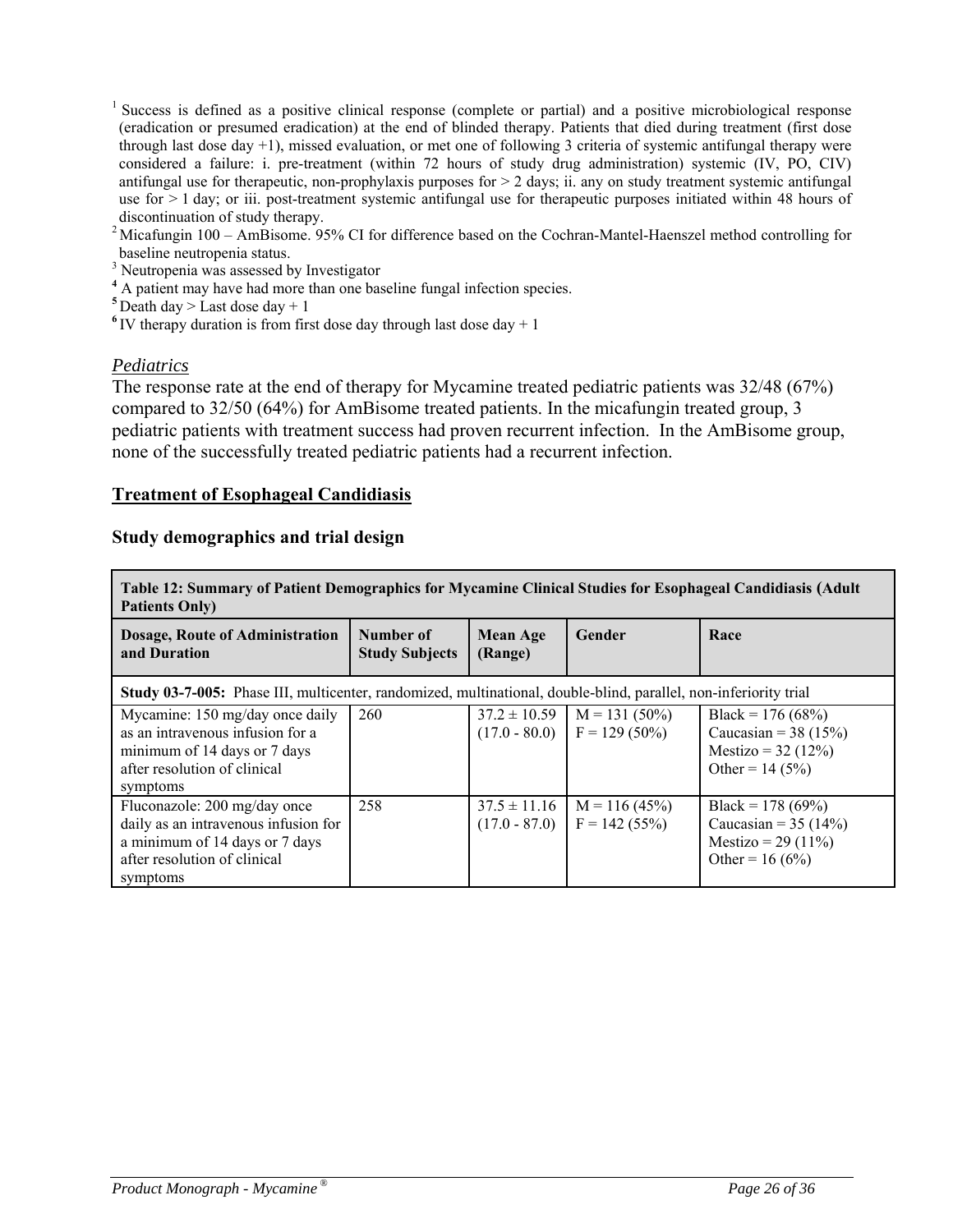[1] Success is defined as a positive clinical response (complete or partial) and a positive microbiological response (eradication or presumed eradication) at the end of blinded therapy. Patients that died during treatment (first dose through last dose day +1), missed evaluation, or met one of following 3 criteria of systemic antifungal therapy were considered a failure: i. pre-treatment (within 72 hours of study drug administration) systemic (IV, PO, CIV) antifungal use for therapeutic, non-prophylaxis purposes for > 2 days; ii. any on study treatment systemic antifungal use for > 1 day; or iii. post-treatment systemic antifungal use for therapeutic purposes initiated within 48 hours of discontinuation of study therapy.

[2] Micafungin 100 – AmBisome. 95% CI for difference based on the Cochran-Mantel-Haenszel method controlling for baseline neutropenia status.

[3] Neutropenia was assessed by Investigator

[4] A patient may have had more than one baseline fungal infection species.

[5] Death day > Last dose day + 1

[6] IV therapy duration is from first dose day through last dose day + 1

*Pediatrics*

The response rate at the end of therapy for Mycamine treated pediatric patients was 32/48 (67%) compared to 32/50 (64%) for AmBisome treated patients. In the micafungin treated group, 3 pediatric patients with treatment success had proven recurrent infection. In the AmBisome group, none of the successfully treated pediatric patients had a recurrent infection.

## Treatment of Esophageal Candidiasis

### Study demographics and trial design

**Table 12: Summary of Patient Demographics for Mycamine Clinical Studies for Esophageal Candidiasis (Adult Patients Only)**

| Dosage, Route of Administration and Duration | Number of Study Subjects | Mean Age (Range) | Gender | Race |
|---|---|---|---|---|
| **Study 03-7-005:** Phase III, multicenter, randomized, multinational, double-blind, parallel, non-inferiority trial | | | | |
| Mycamine: 150 mg/day once daily as an intravenous infusion for a minimum of 14 days or 7 days after resolution of clinical symptoms | 260 | 37.2 ± 10.59 (17.0 - 80.0) | M = 131 (50%)<br>F = 129 (50%) | Black = 176 (68%)<br>Caucasian = 38 (15%)<br>Mestizo = 32 (12%)<br>Other = 14 (5%) |
| Fluconazole: 200 mg/day once daily as an intravenous infusion for a minimum of 14 days or 7 days after resolution of clinical symptoms | 258 | 37.5 ± 11.16 (17.0 - 87.0) | M = 116 (45%)<br>F = 142 (55%) | Black = 178 (69%)<br>Caucasian = 35 (14%)<br>Mestizo = 29 (11%)<br>Other = 16 (6%) |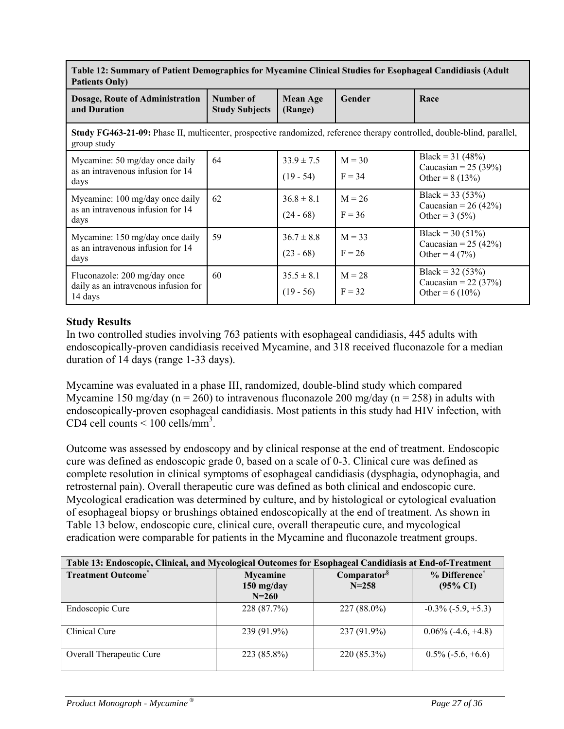| Table 12: Summary of Patient Demographics for Mycamine Clinical Studies for Esophageal Candidiasis (Adult Patients Only) | | | | |
|---|---|---|---|---|
| **Dosage, Route of Administration and Duration** | **Number of Study Subjects** | **Mean Age (Range)** | **Gender** | **Race** |
| **Study FG463-21-09:** Phase II, multicenter, prospective randomized, reference therapy controlled, double-blind, parallel, group study | | | | |
| Mycamine: 50 mg/day once daily as an intravenous infusion for 14 days | 64 | 33.9 ± 7.5 (19 - 54) | M = 30 F = 34 | Black = 31 (48%) Caucasian = 25 (39%) Other = 8 (13%) |
| Mycamine: 100 mg/day once daily as an intravenous infusion for 14 days | 62 | 36.8 ± 8.1 (24 - 68) | M = 26 F = 36 | Black = 33 (53%) Caucasian = 26 (42%) Other = 3 (5%) |
| Mycamine: 150 mg/day once daily as an intravenous infusion for 14 days | 59 | 36.7 ± 8.8 (23 - 68) | M = 33 F = 26 | Black = 30 (51%) Caucasian = 25 (42%) Other = 4 (7%) |
| Fluconazole: 200 mg/day once daily as an intravenous infusion for 14 days | 60 | 35.5 ± 8.1 (19 - 56) | M = 28 F = 32 | Black = 32 (53%) Caucasian = 22 (37%) Other = 6 (10%) |

### Study Results

In two controlled studies involving 763 patients with esophageal candidiasis, 445 adults with endoscopically-proven candidiasis received Mycamine, and 318 received fluconazole for a median duration of 14 days (range 1-33 days).

Mycamine was evaluated in a phase III, randomized, double-blind study which compared Mycamine 150 mg/day (n = 260) to intravenous fluconazole 200 mg/day (n = 258) in adults with endoscopically-proven esophageal candidiasis. Most patients in this study had HIV infection, with CD4 cell counts < 100 cells/mm$^3$.

Outcome was assessed by endoscopy and by clinical response at the end of treatment. Endoscopic cure was defined as endoscopic grade 0, based on a scale of 0-3. Clinical cure was defined as complete resolution in clinical symptoms of esophageal candidiasis (dysphagia, odynophagia, and retrosternal pain). Overall therapeutic cure was defined as both clinical and endoscopic cure. Mycological eradication was determined by culture, and by histological or cytological evaluation of esophageal biopsy or brushings obtained endoscopically at the end of treatment. As shown in Table 13 below, endoscopic cure, clinical cure, overall therapeutic cure, and mycological eradication were comparable for patients in the Mycamine and fluconazole treatment groups.

| Table 13: Endoscopic, Clinical, and Mycological Outcomes for Esophageal Candidiasis at End-of-Treatment | | | |
|---|---|---|---|
| **Treatment Outcome*** | **Mycamine 150 mg/day N=260** | **Comparator§ N=258** | **% Difference† (95% CI)** |
| Endoscopic Cure | 228 (87.7%) | 227 (88.0%) | -0.3% (-5.9, +5.3) |
| Clinical Cure | 239 (91.9%) | 237 (91.9%) | 0.06% (-4.6, +4.8) |
| Overall Therapeutic Cure | 223 (85.8%) | 220 (85.3%) | 0.5% (-5.6, +6.6) |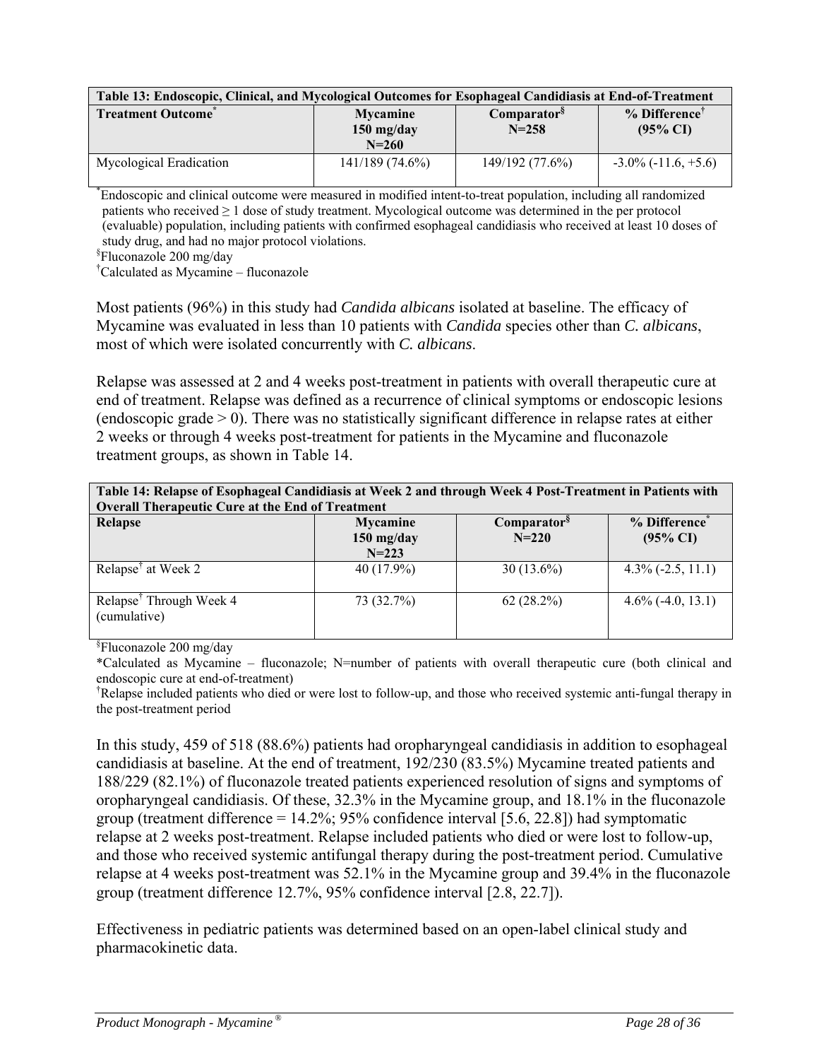| Table 13: Endoscopic, Clinical, and Mycological Outcomes for Esophageal Candidiasis at End-of-Treatment | | | |
|---|---|---|---|
| **Treatment Outcome*** | **Mycamine 150 mg/day N=260** | **Comparator§ N=258** | **% Difference† (95% CI)** |
| Mycological Eradication | 141/189 (74.6%) | 149/192 (77.6%) | -3.0% (-11.6, +5.6) |

*Endoscopic and clinical outcome were measured in modified intent-to-treat population, including all randomized patients who received ≥ 1 dose of study treatment. Mycological outcome was determined in the per protocol (evaluable) population, including patients with confirmed esophageal candidiasis who received at least 10 doses of study drug, and had no major protocol violations.

§Fluconazole 200 mg/day

†Calculated as Mycamine – fluconazole

Most patients (96%) in this study had *Candida albicans* isolated at baseline. The efficacy of Mycamine was evaluated in less than 10 patients with *Candida* species other than *C. albicans*, most of which were isolated concurrently with *C. albicans*.

Relapse was assessed at 2 and 4 weeks post-treatment in patients with overall therapeutic cure at end of treatment. Relapse was defined as a recurrence of clinical symptoms or endoscopic lesions (endoscopic grade > 0). There was no statistically significant difference in relapse rates at either 2 weeks or through 4 weeks post-treatment for patients in the Mycamine and fluconazole treatment groups, as shown in Table 14.

| Table 14: Relapse of Esophageal Candidiasis at Week 2 and through Week 4 Post-Treatment in Patients with Overall Therapeutic Cure at the End of Treatment | | | |
|---|---|---|---|
| **Relapse** | **Mycamine 150 mg/day N=223** | **Comparator§ N=220** | **% Difference* (95% CI)** |
| Relapse† at Week 2 | 40 (17.9%) | 30 (13.6%) | 4.3% (-2.5, 11.1) |
| Relapse† Through Week 4 (cumulative) | 73 (32.7%) | 62 (28.2%) | 4.6% (-4.0, 13.1) |

§Fluconazole 200 mg/day

*Calculated as Mycamine – fluconazole; N=number of patients with overall therapeutic cure (both clinical and endoscopic cure at end-of-treatment)

†Relapse included patients who died or were lost to follow-up, and those who received systemic anti-fungal therapy in the post-treatment period

In this study, 459 of 518 (88.6%) patients had oropharyngeal candidiasis in addition to esophageal candidiasis at baseline. At the end of treatment, 192/230 (83.5%) Mycamine treated patients and 188/229 (82.1%) of fluconazole treated patients experienced resolution of signs and symptoms of oropharyngeal candidiasis. Of these, 32.3% in the Mycamine group, and 18.1% in the fluconazole group (treatment difference = 14.2%; 95% confidence interval [5.6, 22.8]) had symptomatic relapse at 2 weeks post-treatment. Relapse included patients who died or were lost to follow-up, and those who received systemic antifungal therapy during the post-treatment period. Cumulative relapse at 4 weeks post-treatment was 52.1% in the Mycamine group and 39.4% in the fluconazole group (treatment difference 12.7%, 95% confidence interval [2.8, 22.7]).

Effectiveness in pediatric patients was determined based on an open-label clinical study and pharmacokinetic data.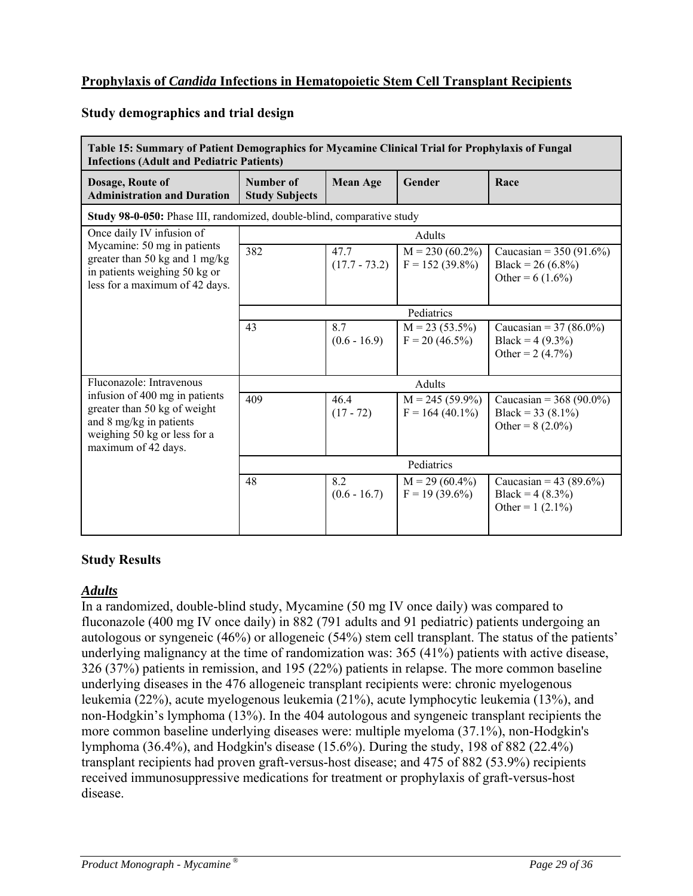## <u>Prophylaxis of *Candida* Infections in Hematopoietic Stem Cell Transplant Recipients</u>

### Study demographics and trial design

| Table 15: Summary of Patient Demographics for Mycamine Clinical Trial for Prophylaxis of Fungal Infections (Adult and Pediatric Patients) | | | | |
|---|---|---|---|---|
| **Dosage, Route of Administration and Duration** | **Number of Study Subjects** | **Mean Age** | **Gender** | **Race** |
| **Study 98-0-050:** Phase III, randomized, double-blind, comparative study | | | | |
| Once daily IV infusion of Mycamine: 50 mg in patients greater than 50 kg and 1 mg/kg in patients weighing 50 kg or less for a maximum of 42 days. | Adults | | | |
| | 382 | 47.7 (17.7 - 73.2) | M = 230 (60.2%) F = 152 (39.8%) | Caucasian = 350 (91.6%) Black = 26 (6.8%) Other = 6 (1.6%) |
| | Pediatrics | | | |
| | 43 | 8.7 (0.6 - 16.9) | M = 23 (53.5%) F = 20 (46.5%) | Caucasian = 37 (86.0%) Black = 4 (9.3%) Other = 2 (4.7%) |
| Fluconazole: Intravenous infusion of 400 mg in patients greater than 50 kg of weight and 8 mg/kg in patients weighing 50 kg or less for a maximum of 42 days. | Adults | | | |
| | 409 | 46.4 (17 - 72) | M = 245 (59.9%) F = 164 (40.1%) | Caucasian = 368 (90.0%) Black = 33 (8.1%) Other = 8 (2.0%) |
| | Pediatrics | | | |
| | 48 | 8.2 (0.6 - 16.7) | M = 29 (60.4%) F = 19 (39.6%) | Caucasian = 43 (89.6%) Black = 4 (8.3%) Other = 1 (2.1%) |

### Study Results

#### ***<u>Adults</u>***

In a randomized, double-blind study, Mycamine (50 mg IV once daily) was compared to fluconazole (400 mg IV once daily) in 882 (791 adults and 91 pediatric) patients undergoing an autologous or syngeneic (46%) or allogeneic (54%) stem cell transplant. The status of the patients' underlying malignancy at the time of randomization was: 365 (41%) patients with active disease, 326 (37%) patients in remission, and 195 (22%) patients in relapse. The more common baseline underlying diseases in the 476 allogeneic transplant recipients were: chronic myelogenous leukemia (22%), acute myelogenous leukemia (21%), acute lymphocytic leukemia (13%), and non-Hodgkin's lymphoma (13%). In the 404 autologous and syngeneic transplant recipients the more common baseline underlying diseases were: multiple myeloma (37.1%), non-Hodgkin's lymphoma (36.4%), and Hodgkin's disease (15.6%). During the study, 198 of 882 (22.4%) transplant recipients had proven graft-versus-host disease; and 475 of 882 (53.9%) recipients received immunosuppressive medications for treatment or prophylaxis of graft-versus-host disease.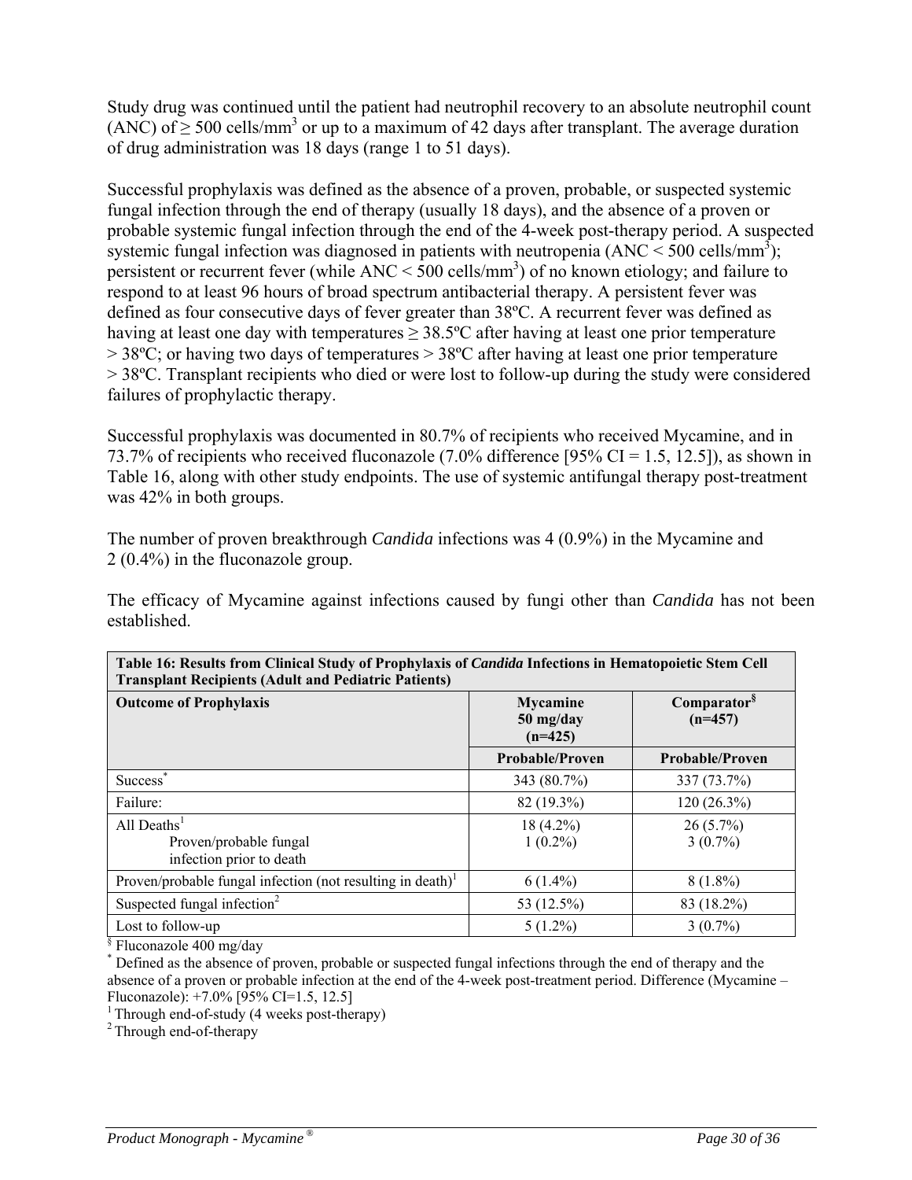Study drug was continued until the patient had neutrophil recovery to an absolute neutrophil count (ANC) of ≥ 500 cells/mm$^3$ or up to a maximum of 42 days after transplant. The average duration of drug administration was 18 days (range 1 to 51 days).

Successful prophylaxis was defined as the absence of a proven, probable, or suspected systemic fungal infection through the end of therapy (usually 18 days), and the absence of a proven or probable systemic fungal infection through the end of the 4-week post-therapy period. A suspected systemic fungal infection was diagnosed in patients with neutropenia (ANC < 500 cells/mm$^3$); persistent or recurrent fever (while ANC < 500 cells/mm$^3$) of no known etiology; and failure to respond to at least 96 hours of broad spectrum antibacterial therapy. A persistent fever was defined as four consecutive days of fever greater than 38ºC. A recurrent fever was defined as having at least one day with temperatures ≥ 38.5ºC after having at least one prior temperature > 38ºC; or having two days of temperatures > 38ºC after having at least one prior temperature > 38ºC. Transplant recipients who died or were lost to follow-up during the study were considered failures of prophylactic therapy.

Successful prophylaxis was documented in 80.7% of recipients who received Mycamine, and in 73.7% of recipients who received fluconazole (7.0% difference [95% CI = 1.5, 12.5]), as shown in Table 16, along with other study endpoints. The use of systemic antifungal therapy post-treatment was 42% in both groups.

The number of proven breakthrough *Candida* infections was 4 (0.9%) in the Mycamine and 2 (0.4%) in the fluconazole group.

The efficacy of Mycamine against infections caused by fungi other than *Candida* has not been established.

**Table 16: Results from Clinical Study of Prophylaxis of *Candida* Infections in Hematopoietic Stem Cell Transplant Recipients (Adult and Pediatric Patients)**

| Outcome of Prophylaxis | Mycamine 50 mg/day (n=425) | Comparator[§] (n=457) |
|---|---|---|
| | **Probable/Proven** | **Probable/Proven** |
| Success[*] | 343 (80.7%) | 337 (73.7%) |
| Failure: | 82 (19.3%) | 120 (26.3%) |
| All Deaths[1]<br>Proven/probable fungal infection prior to death | 18 (4.2%)<br>1 (0.2%) | 26 (5.7%)<br>3 (0.7%) |
| Proven/probable fungal infection (not resulting in death)[1] | 6 (1.4%) | 8 (1.8%) |
| Suspected fungal infection[2] | 53 (12.5%) | 83 (18.2%) |
| Lost to follow-up | 5 (1.2%) | 3 (0.7%) |

[§] Fluconazole 400 mg/day
[*] Defined as the absence of proven, probable or suspected fungal infections through the end of therapy and the absence of a proven or probable infection at the end of the 4-week post-treatment period. Difference (Mycamine – Fluconazole): +7.0% [95% CI=1.5, 12.5]
[1] Through end-of-study (4 weeks post-therapy)
[2] Through end-of-therapy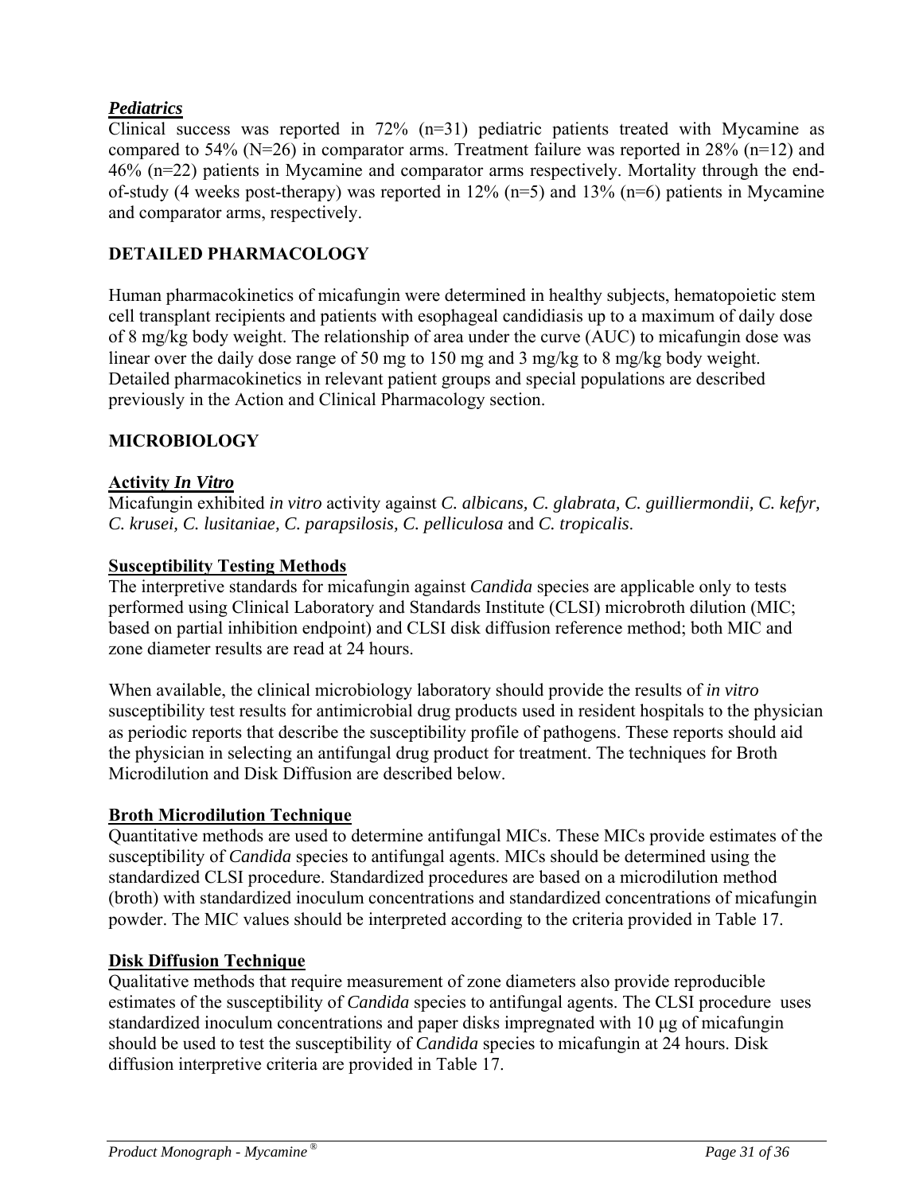***Pediatrics***

Clinical success was reported in 72% (n=31) pediatric patients treated with Mycamine as compared to 54% (N=26) in comparator arms. Treatment failure was reported in 28% (n=12) and 46% (n=22) patients in Mycamine and comparator arms respectively. Mortality through the end-of-study (4 weeks post-therapy) was reported in 12% (n=5) and 13% (n=6) patients in Mycamine and comparator arms, respectively.

## DETAILED PHARMACOLOGY

Human pharmacokinetics of micafungin were determined in healthy subjects, hematopoietic stem cell transplant recipients and patients with esophageal candidiasis up to a maximum of daily dose of 8 mg/kg body weight. The relationship of area under the curve (AUC) to micafungin dose was linear over the daily dose range of 50 mg to 150 mg and 3 mg/kg to 8 mg/kg body weight. Detailed pharmacokinetics in relevant patient groups and special populations are described previously in the Action and Clinical Pharmacology section.

## MICROBIOLOGY

**Activity *In Vitro***

Micafungin exhibited *in vitro* activity against *C. albicans, C. glabrata, C. guilliermondii, C. kefyr, C. krusei, C. lusitaniae, C. parapsilosis, C. pelliculosa* and *C. tropicalis*.

**Susceptibility Testing Methods**

The interpretive standards for micafungin against *Candida* species are applicable only to tests performed using Clinical Laboratory and Standards Institute (CLSI) microbroth dilution (MIC; based on partial inhibition endpoint) and CLSI disk diffusion reference method; both MIC and zone diameter results are read at 24 hours.

When available, the clinical microbiology laboratory should provide the results of *in vitro* susceptibility test results for antimicrobial drug products used in resident hospitals to the physician as periodic reports that describe the susceptibility profile of pathogens. These reports should aid the physician in selecting an antifungal drug product for treatment. The techniques for Broth Microdilution and Disk Diffusion are described below.

**Broth Microdilution Technique**

Quantitative methods are used to determine antifungal MICs. These MICs provide estimates of the susceptibility of *Candida* species to antifungal agents. MICs should be determined using the standardized CLSI procedure. Standardized procedures are based on a microdilution method (broth) with standardized inoculum concentrations and standardized concentrations of micafungin powder. The MIC values should be interpreted according to the criteria provided in Table 17.

**Disk Diffusion Technique**

Qualitative methods that require measurement of zone diameters also provide reproducible estimates of the susceptibility of *Candida* species to antifungal agents. The CLSI procedure uses standardized inoculum concentrations and paper disks impregnated with 10 μg of micafungin should be used to test the susceptibility of *Candida* species to micafungin at 24 hours. Disk diffusion interpretive criteria are provided in Table 17.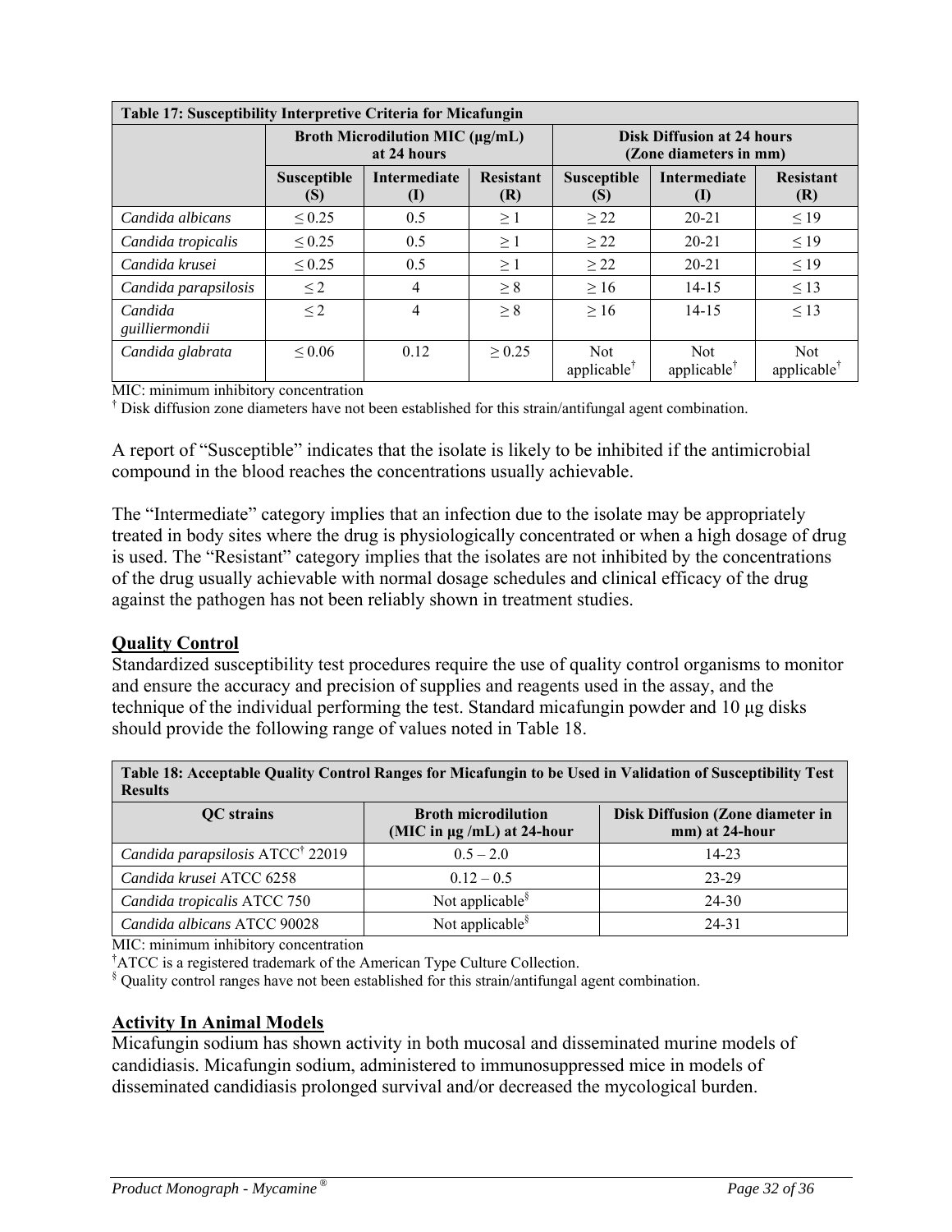| Table 17: Susceptibility Interpretive Criteria for Micafungin | | | | | | |
|---|---|---|---|---|---|---|
| | Broth Microdilution MIC (µg/mL) at 24 hours | | | Disk Diffusion at 24 hours (Zone diameters in mm) | | |
| | Susceptible (S) | Intermediate (I) | Resistant (R) | Susceptible (S) | Intermediate (I) | Resistant (R) |
| *Candida albicans* | ≤ 0.25 | 0.5 | ≥ 1 | ≥ 22 | 20-21 | ≤ 19 |
| *Candida tropicalis* | ≤ 0.25 | 0.5 | ≥ 1 | ≥ 22 | 20-21 | ≤ 19 |
| *Candida krusei* | ≤ 0.25 | 0.5 | ≥ 1 | ≥ 22 | 20-21 | ≤ 19 |
| *Candida parapsilosis* | ≤ 2 | 4 | ≥ 8 | ≥ 16 | 14-15 | ≤ 13 |
| *Candida guilliermondii* | ≤ 2 | 4 | ≥ 8 | ≥ 16 | 14-15 | ≤ 13 |
| *Candida glabrata* | ≤ 0.06 | 0.12 | ≥ 0.25 | Not applicable† | Not applicable† | Not applicable† |

MIC: minimum inhibitory concentration

† Disk diffusion zone diameters have not been established for this strain/antifungal agent combination.

A report of "Susceptible" indicates that the isolate is likely to be inhibited if the antimicrobial compound in the blood reaches the concentrations usually achievable.

The "Intermediate" category implies that an infection due to the isolate may be appropriately treated in body sites where the drug is physiologically concentrated or when a high dosage of drug is used. The "Resistant" category implies that the isolates are not inhibited by the concentrations of the drug usually achievable with normal dosage schedules and clinical efficacy of the drug against the pathogen has not been reliably shown in treatment studies.

## Quality Control

Standardized susceptibility test procedures require the use of quality control organisms to monitor and ensure the accuracy and precision of supplies and reagents used in the assay, and the technique of the individual performing the test. Standard micafungin powder and 10 µg disks should provide the following range of values noted in Table 18.

| Table 18: Acceptable Quality Control Ranges for Micafungin to be Used in Validation of Susceptibility Test Results | | |
|---|---|---|
| QC strains | Broth microdilution (MIC in µg /mL) at 24-hour | Disk Diffusion (Zone diameter in mm) at 24-hour |
| *Candida parapsilosis* ATCC† 22019 | 0.5 – 2.0 | 14-23 |
| *Candida krusei* ATCC 6258 | 0.12 – 0.5 | 23-29 |
| *Candida tropicalis* ATCC 750 | Not applicable§ | 24-30 |
| *Candida albicans* ATCC 90028 | Not applicable§ | 24-31 |

MIC: minimum inhibitory concentration

†ATCC is a registered trademark of the American Type Culture Collection.

§ Quality control ranges have not been established for this strain/antifungal agent combination.

## Activity In Animal Models

Micafungin sodium has shown activity in both mucosal and disseminated murine models of candidiasis. Micafungin sodium, administered to immunosuppressed mice in models of disseminated candidiasis prolonged survival and/or decreased the mycological burden.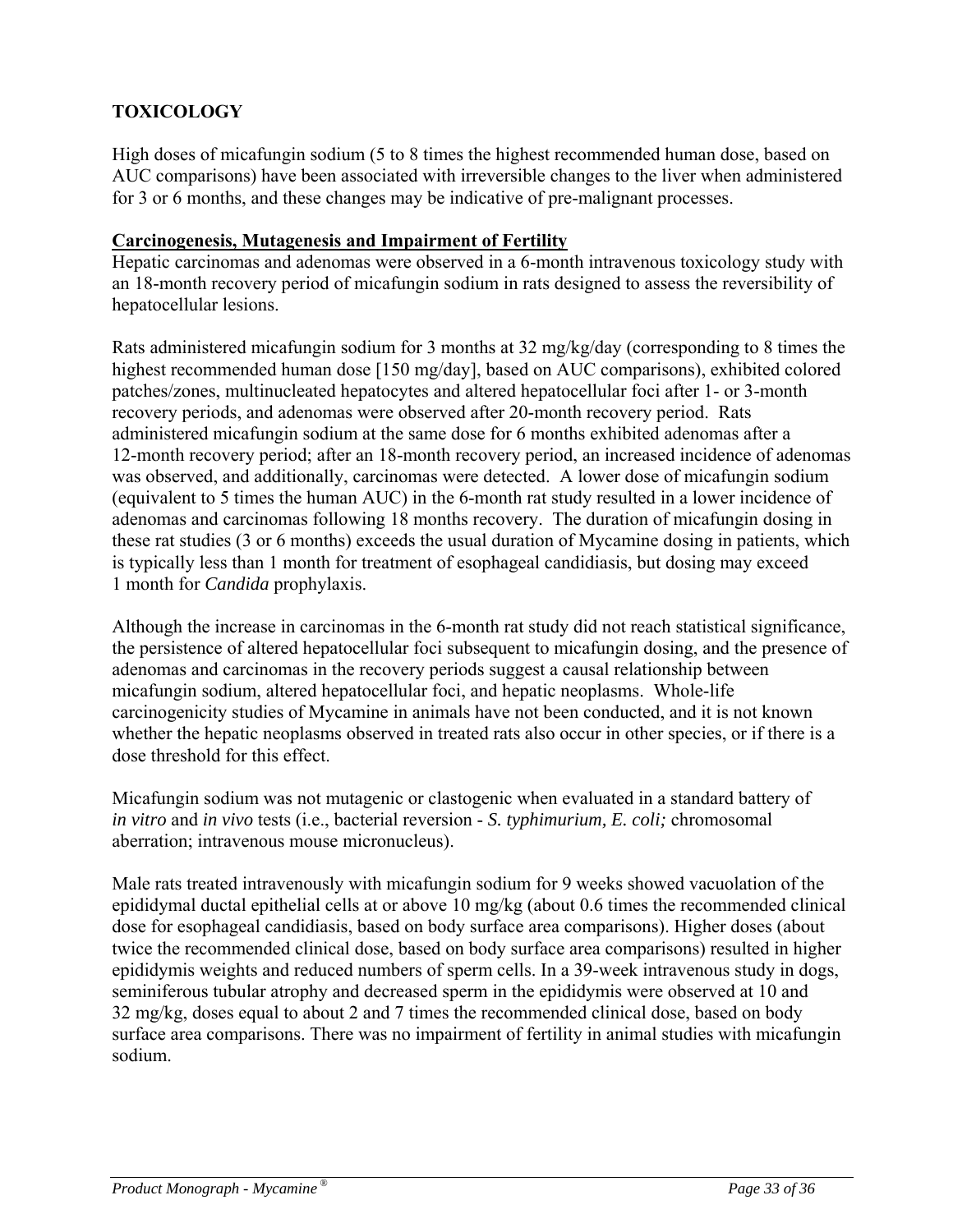## TOXICOLOGY

High doses of micafungin sodium (5 to 8 times the highest recommended human dose, based on AUC comparisons) have been associated with irreversible changes to the liver when administered for 3 or 6 months, and these changes may be indicative of pre-malignant processes.

### Carcinogenesis, Mutagenesis and Impairment of Fertility

Hepatic carcinomas and adenomas were observed in a 6-month intravenous toxicology study with an 18-month recovery period of micafungin sodium in rats designed to assess the reversibility of hepatocellular lesions.

Rats administered micafungin sodium for 3 months at 32 mg/kg/day (corresponding to 8 times the highest recommended human dose [150 mg/day], based on AUC comparisons), exhibited colored patches/zones, multinucleated hepatocytes and altered hepatocellular foci after 1- or 3-month recovery periods, and adenomas were observed after 20-month recovery period. Rats administered micafungin sodium at the same dose for 6 months exhibited adenomas after a 12-month recovery period; after an 18-month recovery period, an increased incidence of adenomas was observed, and additionally, carcinomas were detected. A lower dose of micafungin sodium (equivalent to 5 times the human AUC) in the 6-month rat study resulted in a lower incidence of adenomas and carcinomas following 18 months recovery. The duration of micafungin dosing in these rat studies (3 or 6 months) exceeds the usual duration of Mycamine dosing in patients, which is typically less than 1 month for treatment of esophageal candidiasis, but dosing may exceed 1 month for *Candida* prophylaxis.

Although the increase in carcinomas in the 6-month rat study did not reach statistical significance, the persistence of altered hepatocellular foci subsequent to micafungin dosing, and the presence of adenomas and carcinomas in the recovery periods suggest a causal relationship between micafungin sodium, altered hepatocellular foci, and hepatic neoplasms. Whole-life carcinogenicity studies of Mycamine in animals have not been conducted, and it is not known whether the hepatic neoplasms observed in treated rats also occur in other species, or if there is a dose threshold for this effect.

Micafungin sodium was not mutagenic or clastogenic when evaluated in a standard battery of *in vitro* and *in vivo* tests (i.e., bacterial reversion - *S. typhimurium, E. coli;* chromosomal aberration; intravenous mouse micronucleus).

Male rats treated intravenously with micafungin sodium for 9 weeks showed vacuolation of the epididymal ductal epithelial cells at or above 10 mg/kg (about 0.6 times the recommended clinical dose for esophageal candidiasis, based on body surface area comparisons). Higher doses (about twice the recommended clinical dose, based on body surface area comparisons) resulted in higher epididymis weights and reduced numbers of sperm cells. In a 39-week intravenous study in dogs, seminiferous tubular atrophy and decreased sperm in the epididymis were observed at 10 and 32 mg/kg, doses equal to about 2 and 7 times the recommended clinical dose, based on body surface area comparisons. There was no impairment of fertility in animal studies with micafungin sodium.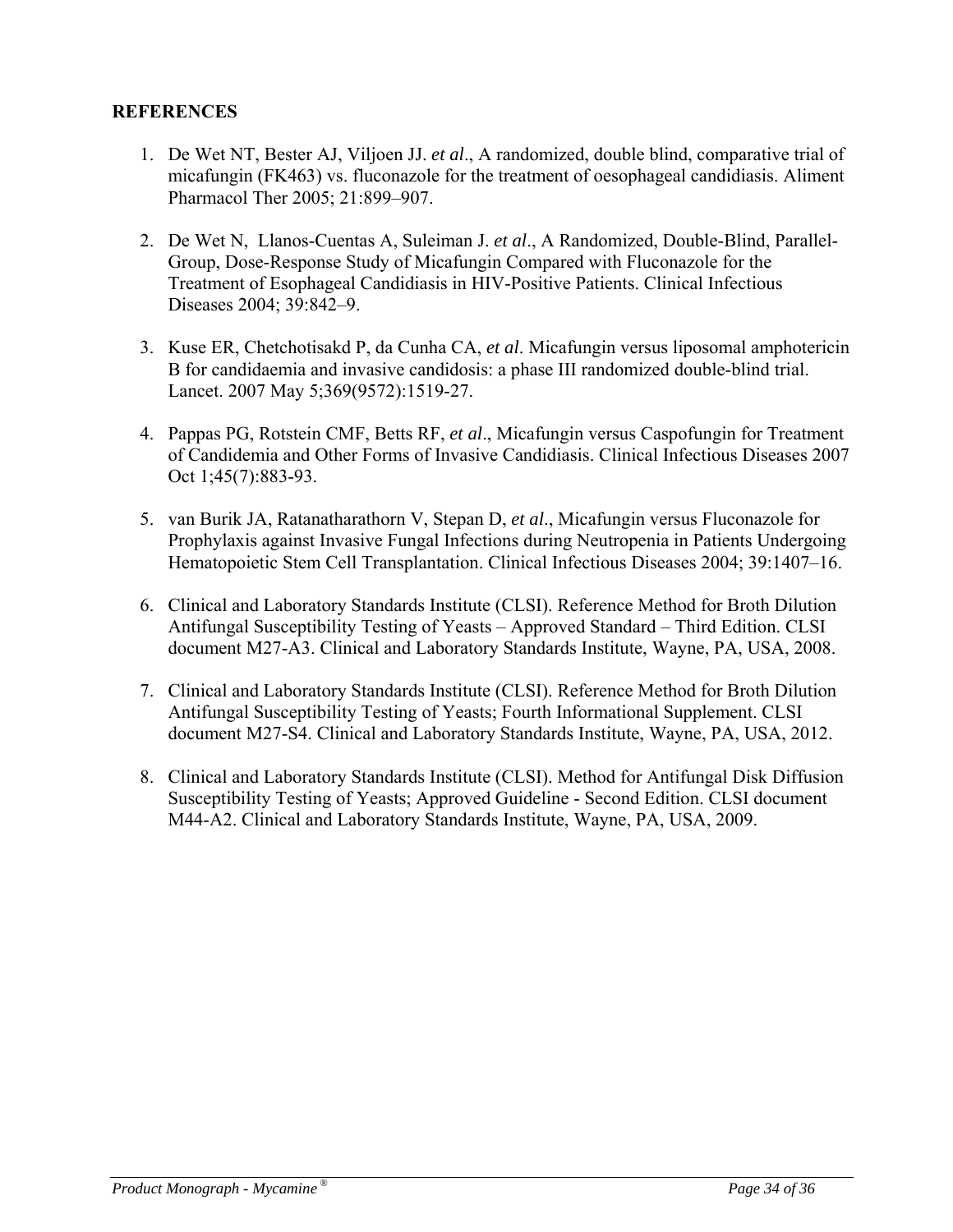## REFERENCES

1. De Wet NT, Bester AJ, Viljoen JJ. *et al*., A randomized, double blind, comparative trial of micafungin (FK463) vs. fluconazole for the treatment of oesophageal candidiasis. Aliment Pharmacol Ther 2005; 21:899–907.

2. De Wet N, Llanos-Cuentas A, Suleiman J. *et al*., A Randomized, Double-Blind, Parallel-Group, Dose-Response Study of Micafungin Compared with Fluconazole for the Treatment of Esophageal Candidiasis in HIV-Positive Patients. Clinical Infectious Diseases 2004; 39:842–9.

3. Kuse ER, Chetchotisakd P, da Cunha CA, *et al*. Micafungin versus liposomal amphotericin B for candidaemia and invasive candidosis: a phase III randomized double-blind trial. Lancet. 2007 May 5;369(9572):1519-27.

4. Pappas PG, Rotstein CMF, Betts RF, *et al*., Micafungin versus Caspofungin for Treatment of Candidemia and Other Forms of Invasive Candidiasis. Clinical Infectious Diseases 2007 Oct 1;45(7):883-93.

5. van Burik JA, Ratanatharathorn V, Stepan D, *et al*., Micafungin versus Fluconazole for Prophylaxis against Invasive Fungal Infections during Neutropenia in Patients Undergoing Hematopoietic Stem Cell Transplantation. Clinical Infectious Diseases 2004; 39:1407–16.

6. Clinical and Laboratory Standards Institute (CLSI). Reference Method for Broth Dilution Antifungal Susceptibility Testing of Yeasts – Approved Standard – Third Edition. CLSI document M27-A3. Clinical and Laboratory Standards Institute, Wayne, PA, USA, 2008.

7. Clinical and Laboratory Standards Institute (CLSI). Reference Method for Broth Dilution Antifungal Susceptibility Testing of Yeasts; Fourth Informational Supplement. CLSI document M27-S4. Clinical and Laboratory Standards Institute, Wayne, PA, USA, 2012.

8. Clinical and Laboratory Standards Institute (CLSI). Method for Antifungal Disk Diffusion Susceptibility Testing of Yeasts; Approved Guideline - Second Edition. CLSI document M44-A2. Clinical and Laboratory Standards Institute, Wayne, PA, USA, 2009.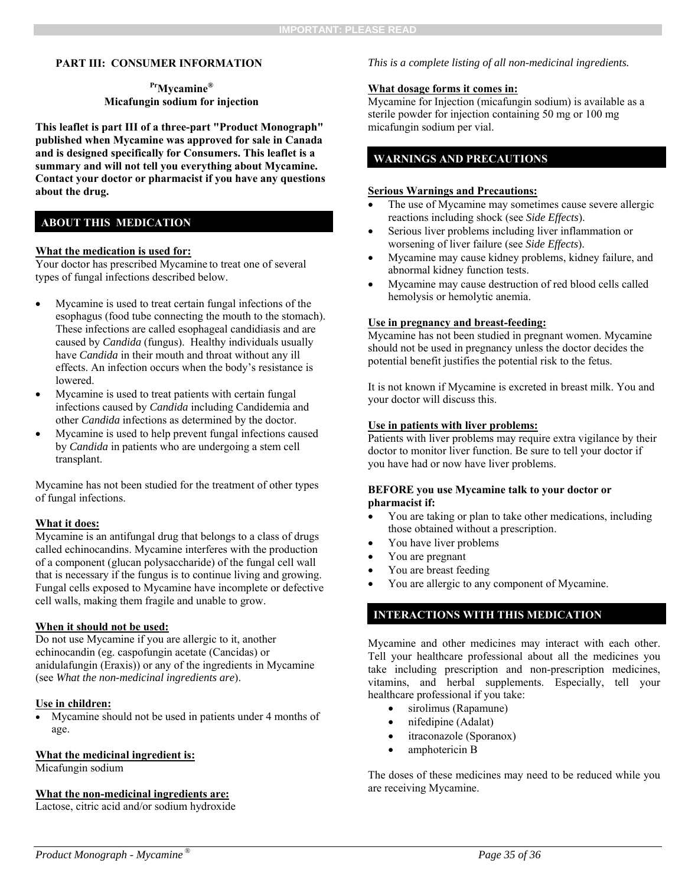**PART III: CONSUMER INFORMATION**

**Pr Mycamine®**
**Micafungin sodium for injection**

**This leaflet is part III of a three-part "Product Monograph" published when Mycamine was approved for sale in Canada and is designed specifically for Consumers. This leaflet is a summary and will not tell you everything about Mycamine. Contact your doctor or pharmacist if you have any questions about the drug.**

## ABOUT THIS MEDICATION

**What the medication is used for:**
Your doctor has prescribed Mycamine to treat one of several types of fungal infections described below.

- Mycamine is used to treat certain fungal infections of the esophagus (food tube connecting the mouth to the stomach). These infections are called esophageal candidiasis and are caused by *Candida* (fungus). Healthy individuals usually have *Candida* in their mouth and throat without any ill effects. An infection occurs when the body's resistance is lowered.
- Mycamine is used to treat patients with certain fungal infections caused by *Candida* including Candidemia and other *Candida* infections as determined by the doctor.
- Mycamine is used to help prevent fungal infections caused by *Candida* in patients who are undergoing a stem cell transplant.

Mycamine has not been studied for the treatment of other types of fungal infections.

**What it does:**
Mycamine is an antifungal drug that belongs to a class of drugs called echinocandins. Mycamine interferes with the production of a component (glucan polysaccharide) of the fungal cell wall that is necessary if the fungus is to continue living and growing. Fungal cells exposed to Mycamine have incomplete or defective cell walls, making them fragile and unable to grow.

**When it should not be used:**
Do not use Mycamine if you are allergic to it, another echinocandin (eg. caspofungin acetate (Cancidas) or anidulafungin (Eraxis)) or any of the ingredients in Mycamine (see *What the non-medicinal ingredients are*).

**Use in children:**

- Mycamine should not be used in patients under 4 months of age.

**What the medicinal ingredient is:**
Micafungin sodium

**What the non-medicinal ingredients are:**
Lactose, citric acid and/or sodium hydroxide

*This is a complete listing of all non-medicinal ingredients.*

**What dosage forms it comes in:**
Mycamine for Injection (micafungin sodium) is available as a sterile powder for injection containing 50 mg or 100 mg micafungin sodium per vial.

## WARNINGS AND PRECAUTIONS

**Serious Warnings and Precautions:**

- The use of Mycamine may sometimes cause severe allergic reactions including shock (see *Side Effects*).
- Serious liver problems including liver inflammation or worsening of liver failure (see *Side Effects*).
- Mycamine may cause kidney problems, kidney failure, and abnormal kidney function tests.
- Mycamine may cause destruction of red blood cells called hemolysis or hemolytic anemia.

**Use in pregnancy and breast-feeding:**
Mycamine has not been studied in pregnant women. Mycamine should not be used in pregnancy unless the doctor decides the potential benefit justifies the potential risk to the fetus.

It is not known if Mycamine is excreted in breast milk. You and your doctor will discuss this.

**Use in patients with liver problems:**
Patients with liver problems may require extra vigilance by their doctor to monitor liver function. Be sure to tell your doctor if you have had or now have liver problems.

**BEFORE you use Mycamine talk to your doctor or pharmacist if:**

- You are taking or plan to take other medications, including those obtained without a prescription.
- You have liver problems
- You are pregnant
- You are breast feeding
- You are allergic to any component of Mycamine.

## INTERACTIONS WITH THIS MEDICATION

Mycamine and other medicines may interact with each other. Tell your healthcare professional about all the medicines you take including prescription and non-prescription medicines, vitamins, and herbal supplements. Especially, tell your healthcare professional if you take:

- sirolimus (Rapamune)
- nifedipine (Adalat)
- itraconazole (Sporanox)
- amphotericin B

The doses of these medicines may need to be reduced while you are receiving Mycamine.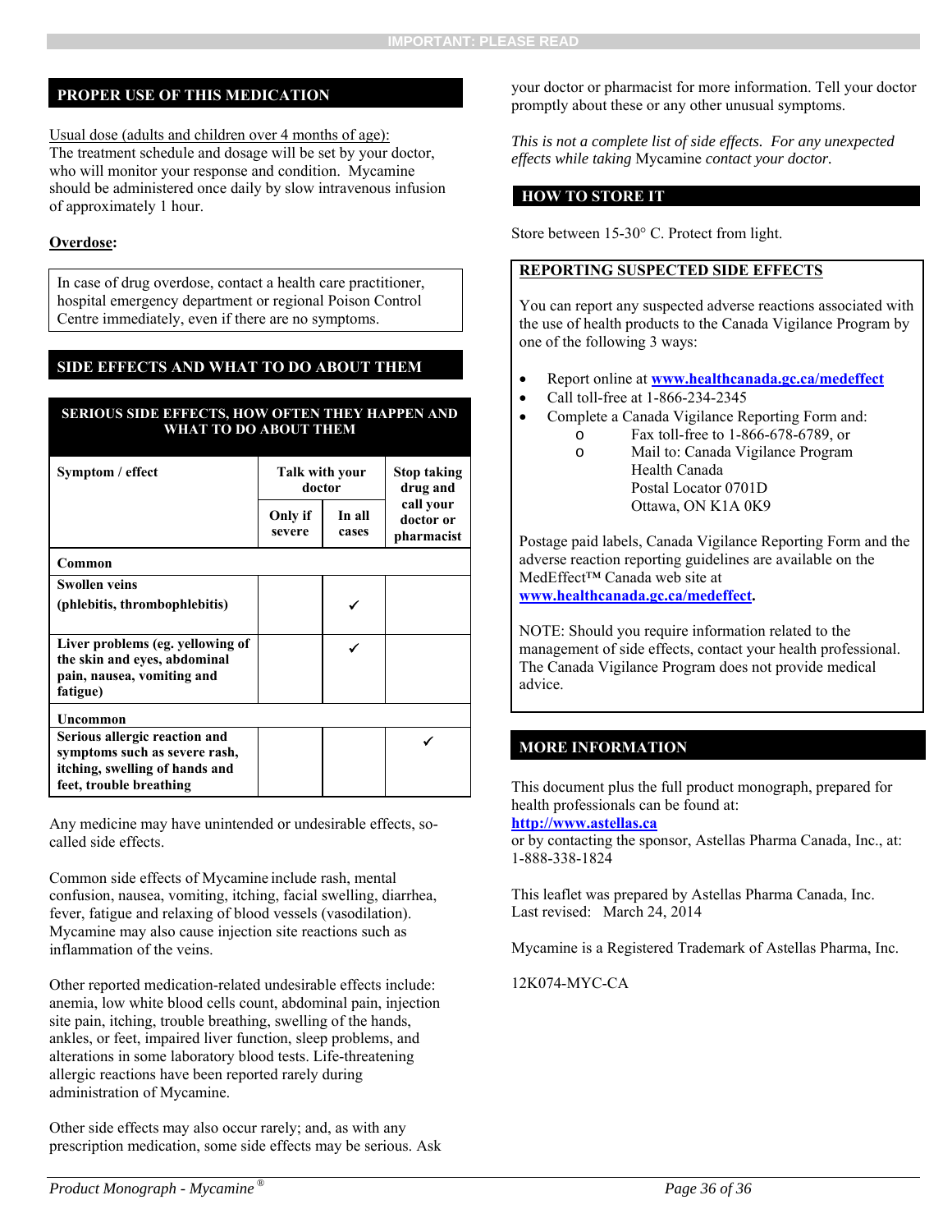## PROPER USE OF THIS MEDICATION

Usual dose (adults and children over 4 months of age):
The treatment schedule and dosage will be set by your doctor, who will monitor your response and condition. Mycamine should be administered once daily by slow intravenous infusion of approximately 1 hour.

**Overdose:**

In case of drug overdose, contact a health care practitioner, hospital emergency department or regional Poison Control Centre immediately, even if there are no symptoms.

## SIDE EFFECTS AND WHAT TO DO ABOUT THEM

**SERIOUS SIDE EFFECTS, HOW OFTEN THEY HAPPEN AND WHAT TO DO ABOUT THEM**

| Symptom / effect | Talk with your doctor | | Stop taking drug and call your doctor or pharmacist |
|---|---|---|---|
| | Only if severe | In all cases | |
| **Common** | | | |
| **Swollen veins (phlebitis, thrombophlebitis)** | | ✓ | |
| **Liver problems (eg. yellowing of the skin and eyes, abdominal pain, nausea, vomiting and fatigue)** | | ✓ | |
| **Uncommon** | | | |
| **Serious allergic reaction and symptoms such as severe rash, itching, swelling of hands and feet, trouble breathing** | | | ✓ |

Any medicine may have unintended or undesirable effects, so-called side effects.

Common side effects of Mycamine include rash, mental confusion, nausea, vomiting, itching, facial swelling, diarrhea, fever, fatigue and relaxing of blood vessels (vasodilation). Mycamine may also cause injection site reactions such as inflammation of the veins.

Other reported medication-related undesirable effects include: anemia, low white blood cells count, abdominal pain, injection site pain, itching, trouble breathing, swelling of the hands, ankles, or feet, impaired liver function, sleep problems, and alterations in some laboratory blood tests. Life-threatening allergic reactions have been reported rarely during administration of Mycamine.

Other side effects may also occur rarely; and, as with any prescription medication, some side effects may be serious. Ask your doctor or pharmacist for more information. Tell your doctor promptly about these or any other unusual symptoms.

*This is not a complete list of side effects. For any unexpected effects while taking* Mycamine *contact your doctor.*

## HOW TO STORE IT

Store between 15-30° C. Protect from light.

**REPORTING SUSPECTED SIDE EFFECTS**

You can report any suspected adverse reactions associated with the use of health products to the Canada Vigilance Program by one of the following 3 ways:

- Report online at **www.healthcanada.gc.ca/medeffect**
- Call toll-free at 1-866-234-2345
- Complete a Canada Vigilance Reporting Form and:
  - Fax toll-free to 1-866-678-6789, or
  - Mail to: Canada Vigilance Program
    Health Canada
    Postal Locator 0701D
    Ottawa, ON K1A 0K9

Postage paid labels, Canada Vigilance Reporting Form and the adverse reaction reporting guidelines are available on the MedEffect™ Canada web site at **www.healthcanada.gc.ca/medeffect**.

NOTE: Should you require information related to the management of side effects, contact your health professional. The Canada Vigilance Program does not provide medical advice.

## MORE INFORMATION

This document plus the full product monograph, prepared for health professionals can be found at:
**http://www.astellas.ca**
or by contacting the sponsor, Astellas Pharma Canada, Inc., at: 1-888-338-1824

This leaflet was prepared by Astellas Pharma Canada, Inc.
Last revised: March 24, 2014

Mycamine is a Registered Trademark of Astellas Pharma, Inc.

12K074-MYC-CA